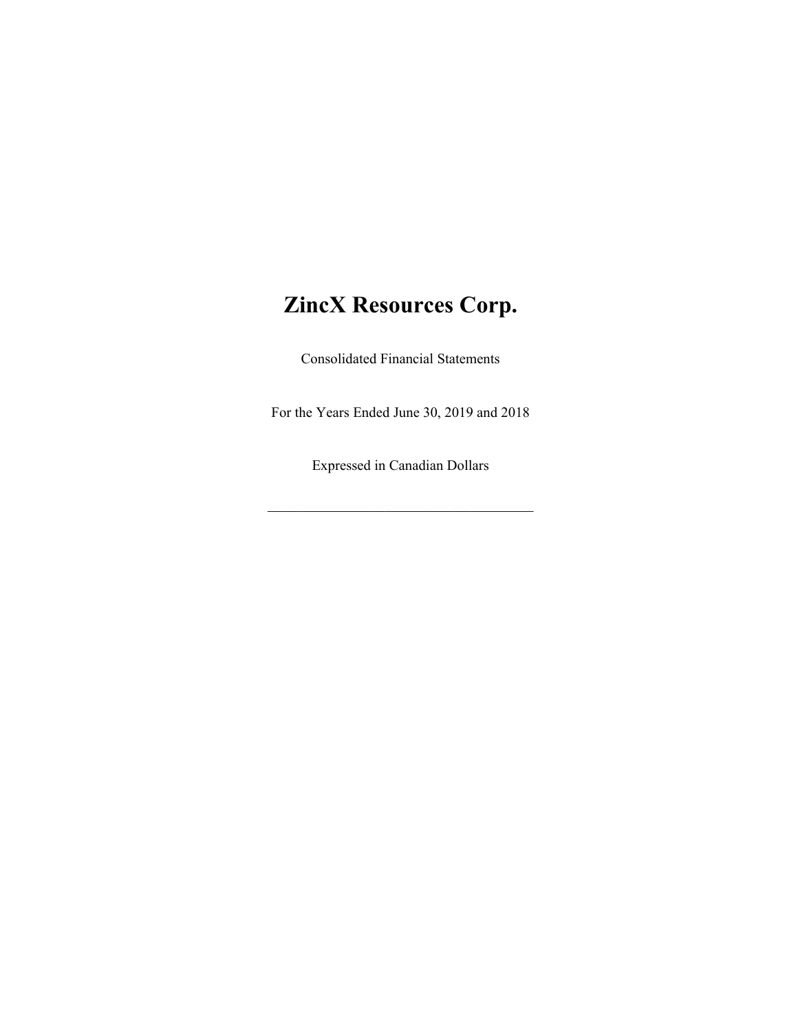# ZincX Resources Corp.

Consolidated Financial Statements

For the Years Ended June 30, 2019 and 2018

Expressed in Canadian Dollars

---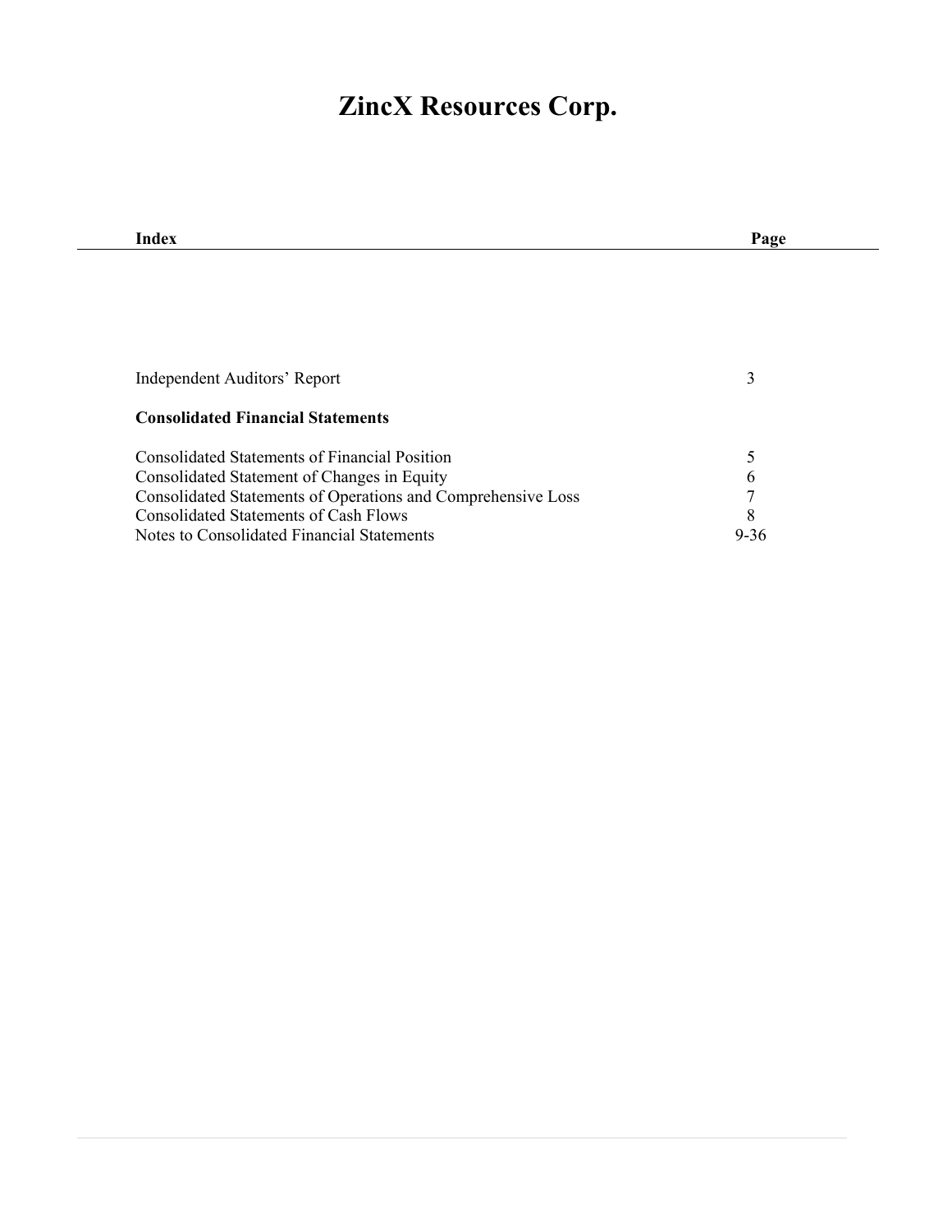# ZincX Resources Corp.

| Index | Page |
|---|---|
| Independent Auditors' Report | 3 |
| **Consolidated Financial Statements** | |
| Consolidated Statements of Financial Position | 5 |
| Consolidated Statement of Changes in Equity | 6 |
| Consolidated Statements of Operations and Comprehensive Loss | 7 |
| Consolidated Statements of Cash Flows | 8 |
| Notes to Consolidated Financial Statements | 9-36 |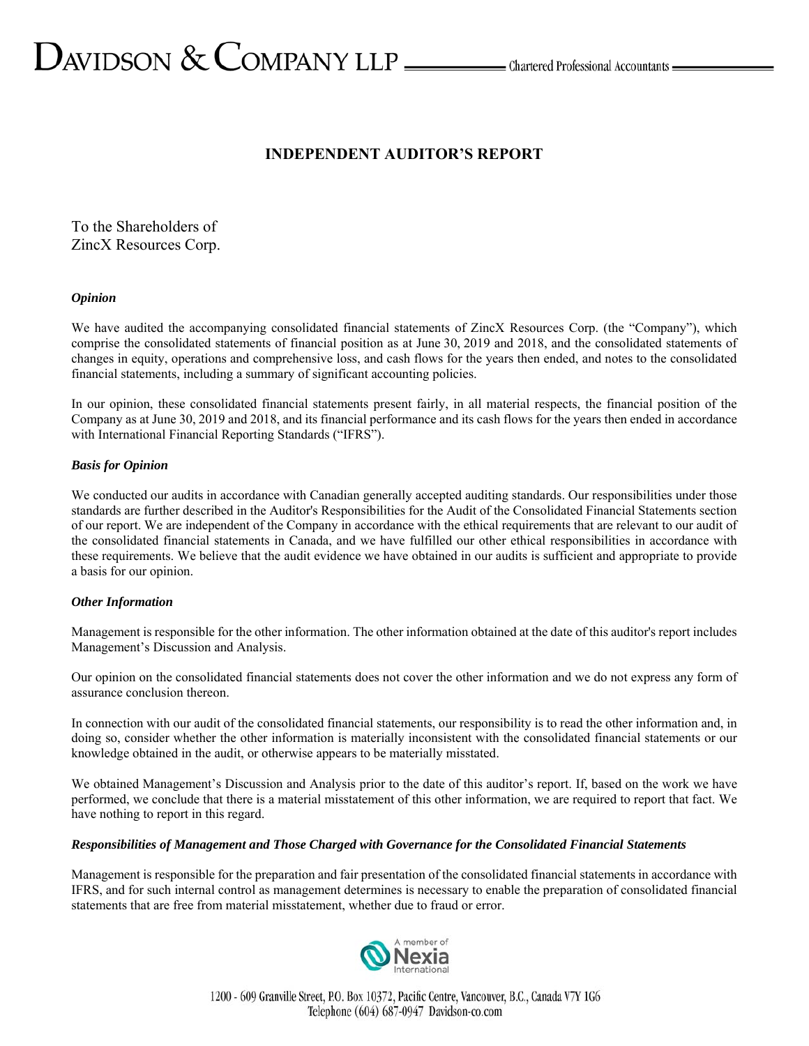# INDEPENDENT AUDITOR'S REPORT

To the Shareholders of
ZincX Resources Corp.

### *Opinion*

We have audited the accompanying consolidated financial statements of ZincX Resources Corp. (the "Company"), which comprise the consolidated statements of financial position as at June 30, 2019 and 2018, and the consolidated statements of changes in equity, operations and comprehensive loss, and cash flows for the years then ended, and notes to the consolidated financial statements, including a summary of significant accounting policies.

In our opinion, these consolidated financial statements present fairly, in all material respects, the financial position of the Company as at June 30, 2019 and 2018, and its financial performance and its cash flows for the years then ended in accordance with International Financial Reporting Standards ("IFRS").

### *Basis for Opinion*

We conducted our audits in accordance with Canadian generally accepted auditing standards. Our responsibilities under those standards are further described in the Auditor's Responsibilities for the Audit of the Consolidated Financial Statements section of our report. We are independent of the Company in accordance with the ethical requirements that are relevant to our audit of the consolidated financial statements in Canada, and we have fulfilled our other ethical responsibilities in accordance with these requirements. We believe that the audit evidence we have obtained in our audits is sufficient and appropriate to provide a basis for our opinion.

### *Other Information*

Management is responsible for the other information. The other information obtained at the date of this auditor's report includes Management's Discussion and Analysis.

Our opinion on the consolidated financial statements does not cover the other information and we do not express any form of assurance conclusion thereon.

In connection with our audit of the consolidated financial statements, our responsibility is to read the other information and, in doing so, consider whether the other information is materially inconsistent with the consolidated financial statements or our knowledge obtained in the audit, or otherwise appears to be materially misstated.

We obtained Management's Discussion and Analysis prior to the date of this auditor's report. If, based on the work we have performed, we conclude that there is a material misstatement of this other information, we are required to report that fact. We have nothing to report in this regard.

### *Responsibilities of Management and Those Charged with Governance for the Consolidated Financial Statements*

Management is responsible for the preparation and fair presentation of the consolidated financial statements in accordance with IFRS, and for such internal control as management determines is necessary to enable the preparation of consolidated financial statements that are free from material misstatement, whether due to fraud or error.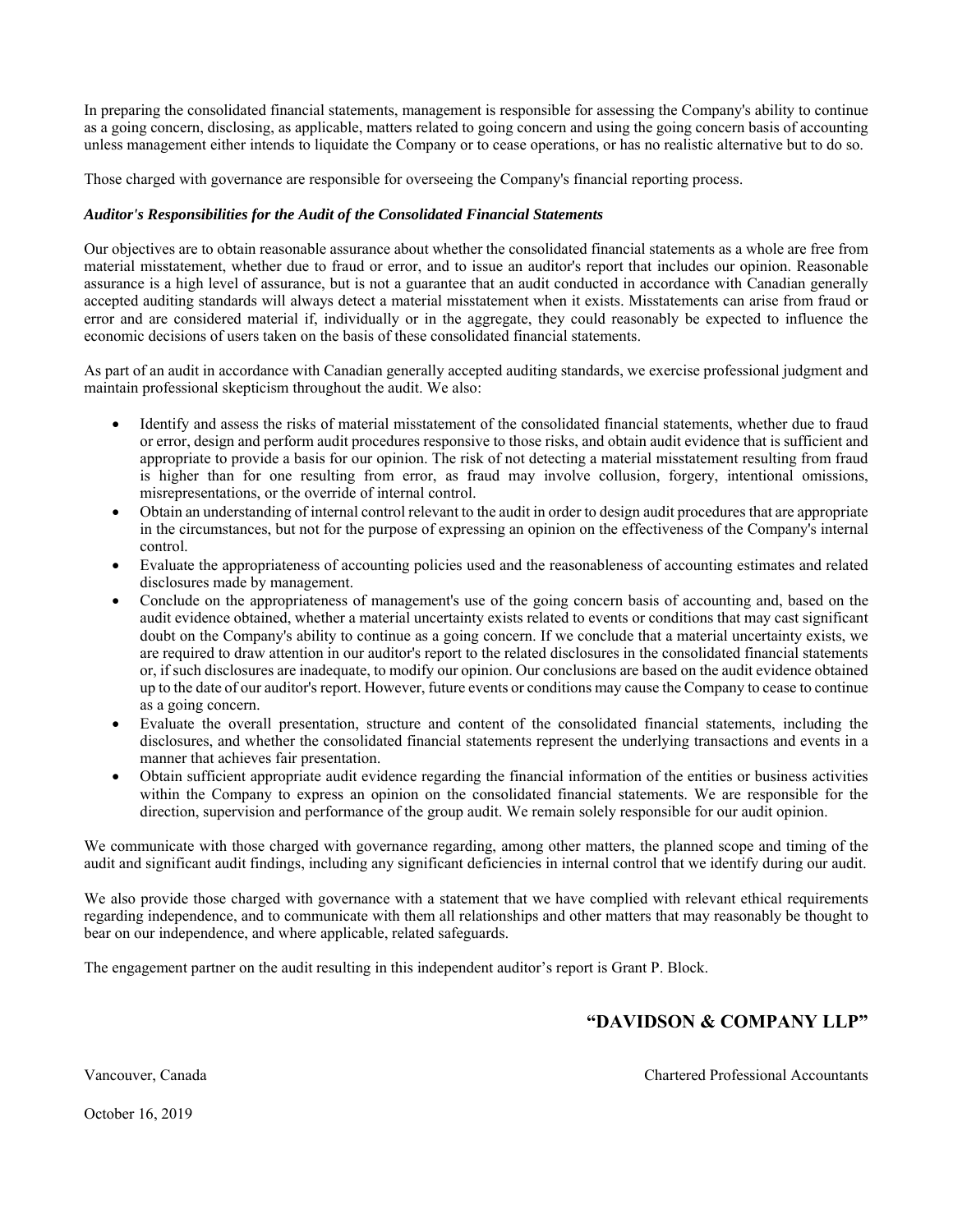In preparing the consolidated financial statements, management is responsible for assessing the Company's ability to continue as a going concern, disclosing, as applicable, matters related to going concern and using the going concern basis of accounting unless management either intends to liquidate the Company or to cease operations, or has no realistic alternative but to do so.

Those charged with governance are responsible for overseeing the Company's financial reporting process.

***Auditor's Responsibilities for the Audit of the Consolidated Financial Statements***

Our objectives are to obtain reasonable assurance about whether the consolidated financial statements as a whole are free from material misstatement, whether due to fraud or error, and to issue an auditor's report that includes our opinion. Reasonable assurance is a high level of assurance, but is not a guarantee that an audit conducted in accordance with Canadian generally accepted auditing standards will always detect a material misstatement when it exists. Misstatements can arise from fraud or error and are considered material if, individually or in the aggregate, they could reasonably be expected to influence the economic decisions of users taken on the basis of these consolidated financial statements.

As part of an audit in accordance with Canadian generally accepted auditing standards, we exercise professional judgment and maintain professional skepticism throughout the audit. We also:

- Identify and assess the risks of material misstatement of the consolidated financial statements, whether due to fraud or error, design and perform audit procedures responsive to those risks, and obtain audit evidence that is sufficient and appropriate to provide a basis for our opinion. The risk of not detecting a material misstatement resulting from fraud is higher than for one resulting from error, as fraud may involve collusion, forgery, intentional omissions, misrepresentations, or the override of internal control.
- Obtain an understanding of internal control relevant to the audit in order to design audit procedures that are appropriate in the circumstances, but not for the purpose of expressing an opinion on the effectiveness of the Company's internal control.
- Evaluate the appropriateness of accounting policies used and the reasonableness of accounting estimates and related disclosures made by management.
- Conclude on the appropriateness of management's use of the going concern basis of accounting and, based on the audit evidence obtained, whether a material uncertainty exists related to events or conditions that may cast significant doubt on the Company's ability to continue as a going concern. If we conclude that a material uncertainty exists, we are required to draw attention in our auditor's report to the related disclosures in the consolidated financial statements or, if such disclosures are inadequate, to modify our opinion. Our conclusions are based on the audit evidence obtained up to the date of our auditor's report. However, future events or conditions may cause the Company to cease to continue as a going concern.
- Evaluate the overall presentation, structure and content of the consolidated financial statements, including the disclosures, and whether the consolidated financial statements represent the underlying transactions and events in a manner that achieves fair presentation.
- Obtain sufficient appropriate audit evidence regarding the financial information of the entities or business activities within the Company to express an opinion on the consolidated financial statements. We are responsible for the direction, supervision and performance of the group audit. We remain solely responsible for our audit opinion.

We communicate with those charged with governance regarding, among other matters, the planned scope and timing of the audit and significant audit findings, including any significant deficiencies in internal control that we identify during our audit.

We also provide those charged with governance with a statement that we have complied with relevant ethical requirements regarding independence, and to communicate with them all relationships and other matters that may reasonably be thought to bear on our independence, and where applicable, related safeguards.

The engagement partner on the audit resulting in this independent auditor's report is Grant P. Block.

**"DAVIDSON & COMPANY LLP"**

Vancouver, Canada

Chartered Professional Accountants

October 16, 2019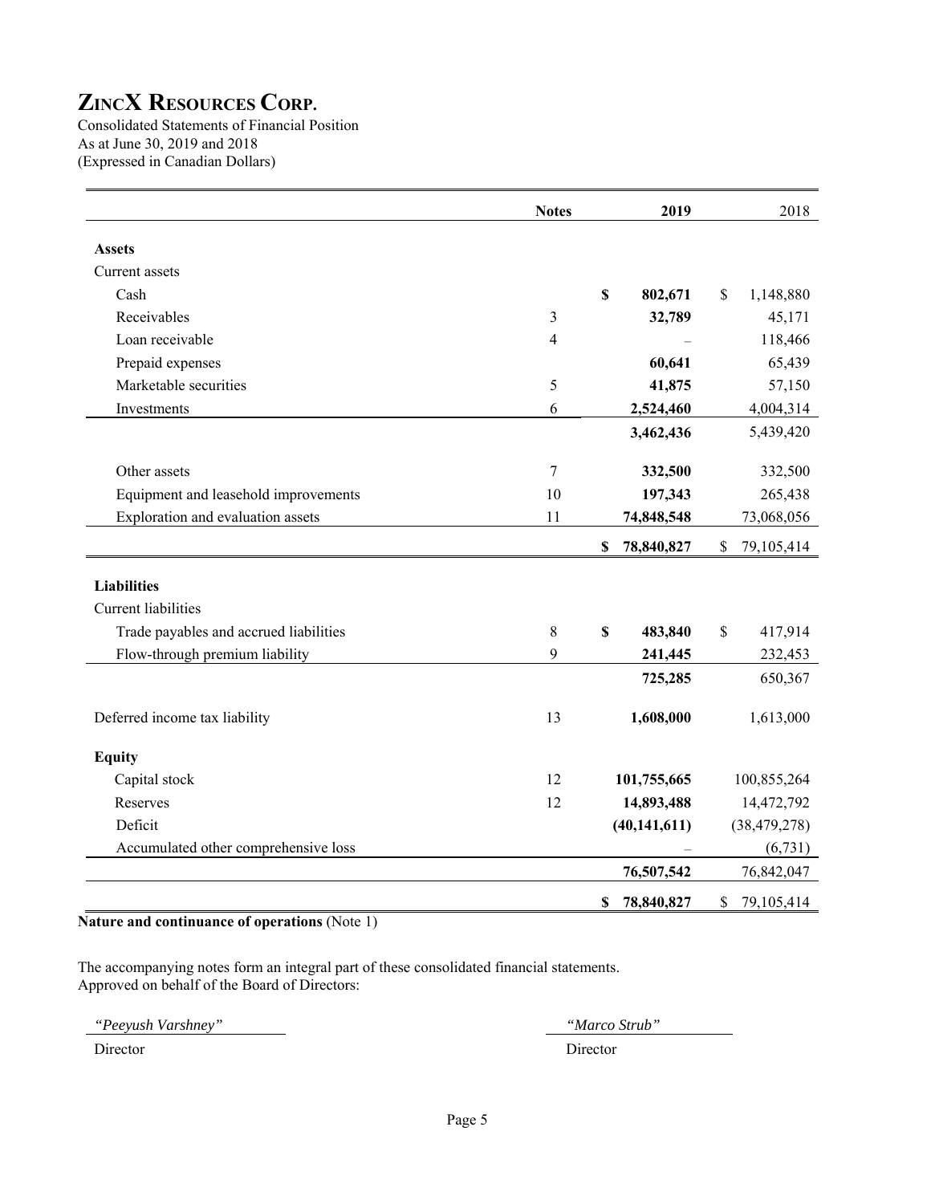# ZINCX RESOURCES CORP.

Consolidated Statements of Financial Position
As at June 30, 2019 and 2018
(Expressed in Canadian Dollars)

| | Notes | 2019 | 2018 |
|---|---|---|---|
| **Assets** | | | |
| Current assets | | | |
| Cash | | **$ 802,671** | $ 1,148,880 |
| Receivables | 3 | **32,789** | 45,171 |
| Loan receivable | 4 | – | 118,466 |
| Prepaid expenses | | **60,641** | 65,439 |
| Marketable securities | 5 | **41,875** | 57,150 |
| Investments | 6 | **2,524,460** | 4,004,314 |
| | | **3,462,436** | 5,439,420 |
| Other assets | 7 | **332,500** | 332,500 |
| Equipment and leasehold improvements | 10 | **197,343** | 265,438 |
| Exploration and evaluation assets | 11 | **74,848,548** | 73,068,056 |
| | | **$ 78,840,827** | $ 79,105,414 |
| **Liabilities** | | | |
| Current liabilities | | | |
| Trade payables and accrued liabilities | 8 | **$ 483,840** | $ 417,914 |
| Flow-through premium liability | 9 | **241,445** | 232,453 |
| | | **725,285** | 650,367 |
| Deferred income tax liability | 13 | **1,608,000** | 1,613,000 |
| **Equity** | | | |
| Capital stock | 12 | **101,755,665** | 100,855,264 |
| Reserves | 12 | **14,893,488** | 14,472,792 |
| Deficit | | **(40,141,611)** | (38,479,278) |
| Accumulated other comprehensive loss | | – | (6,731) |
| | | **76,507,542** | 76,842,047 |
| | | **$ 78,840,827** | $ 79,105,414 |

**Nature and continuance of operations** (Note 1)

The accompanying notes form an integral part of these consolidated financial statements.
Approved on behalf of the Board of Directors:

*"Peeyush Varshney"*
Director

*"Marco Strub"*
Director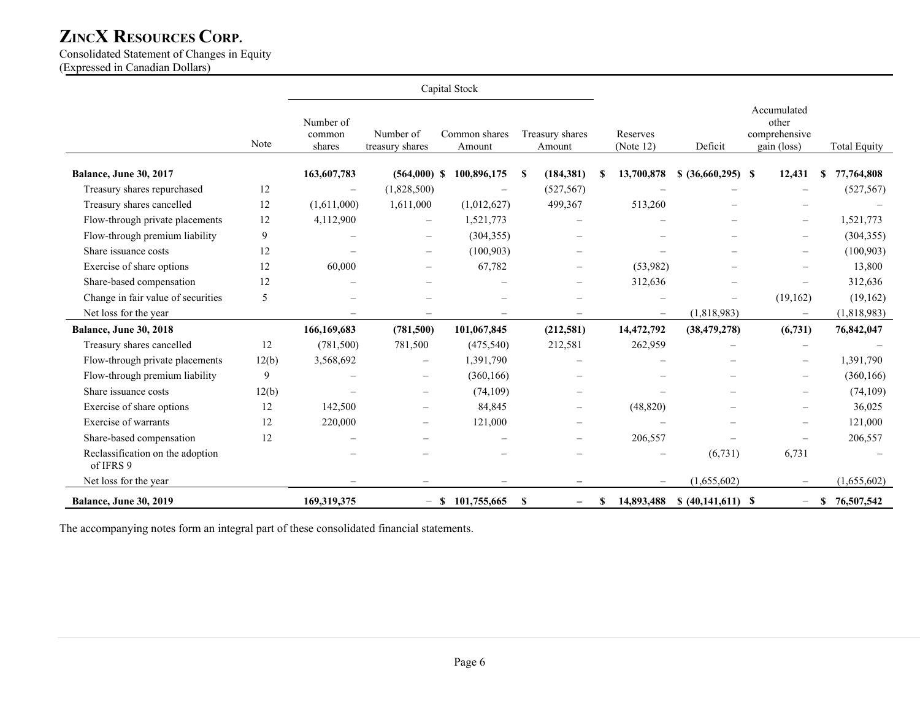# ZincX Resources Corp.

Consolidated Statement of Changes in Equity
(Expressed in Canadian Dollars)

| | Note | Capital Stock | | | | | | | |
|---|---|---|---|---|---|---|---|---|---|
| | | Number of common shares | Number of treasury shares | Common shares Amount | Treasury shares Amount | Reserves (Note 12) | Deficit | Accumulated other comprehensive gain (loss) | Total Equity |
| **Balance, June 30, 2017** | | **163,607,783** | **(564,000)** | **$ 100,896,175** | **$ (184,381)** | **$ 13,700,878** | **$ (36,660,295)** | **$ 12,431** | **$ 77,764,808** |
| Treasury shares repurchased | 12 | – | (1,828,500) | – | (527,567) | – | – | – | (527,567) |
| Treasury shares cancelled | 12 | (1,611,000) | 1,611,000 | (1,012,627) | 499,367 | 513,260 | – | – | – |
| Flow-through private placements | 12 | 4,112,900 | – | 1,521,773 | – | – | – | – | 1,521,773 |
| Flow-through premium liability | 9 | – | – | (304,355) | – | – | – | – | (304,355) |
| Share issuance costs | 12 | – | – | (100,903) | – | – | – | – | (100,903) |
| Exercise of share options | 12 | 60,000 | – | 67,782 | – | (53,982) | – | – | 13,800 |
| Share-based compensation | 12 | – | – | – | – | 312,636 | – | – | 312,636 |
| Change in fair value of securities | 5 | – | – | – | – | – | – | (19,162) | (19,162) |
| Net loss for the year | | – | – | – | – | – | (1,818,983) | – | (1,818,983) |
| **Balance, June 30, 2018** | | **166,169,683** | **(781,500)** | **101,067,845** | **(212,581)** | **14,472,792** | **(38,479,278)** | **(6,731)** | **76,842,047** |
| Treasury shares cancelled | 12 | (781,500) | 781,500 | (475,540) | 212,581 | 262,959 | – | – | – |
| Flow-through private placements | 12(b) | 3,568,692 | – | 1,391,790 | – | – | – | – | 1,391,790 |
| Flow-through premium liability | 9 | – | – | (360,166) | – | – | – | – | (360,166) |
| Share issuance costs | 12(b) | – | – | (74,109) | – | – | – | – | (74,109) |
| Exercise of share options | 12 | 142,500 | – | 84,845 | – | (48,820) | – | – | 36,025 |
| Exercise of warrants | 12 | 220,000 | – | 121,000 | – | – | – | – | 121,000 |
| Share-based compensation | 12 | – | – | – | – | 206,557 | – | – | 206,557 |
| Reclassification on the adoption of IFRS 9 | | – | – | – | – | – | (6,731) | 6,731 | – |
| Net loss for the year | | – | – | – | – | – | (1,655,602) | – | (1,655,602) |
| **Balance, June 30, 2019** | | **169,319,375** | – | **$ 101,755,665** | **$ –** | **$ 14,893,488** | **$ (40,141,611)** | **$ –** | **$ 76,507,542** |

The accompanying notes form an integral part of these consolidated financial statements.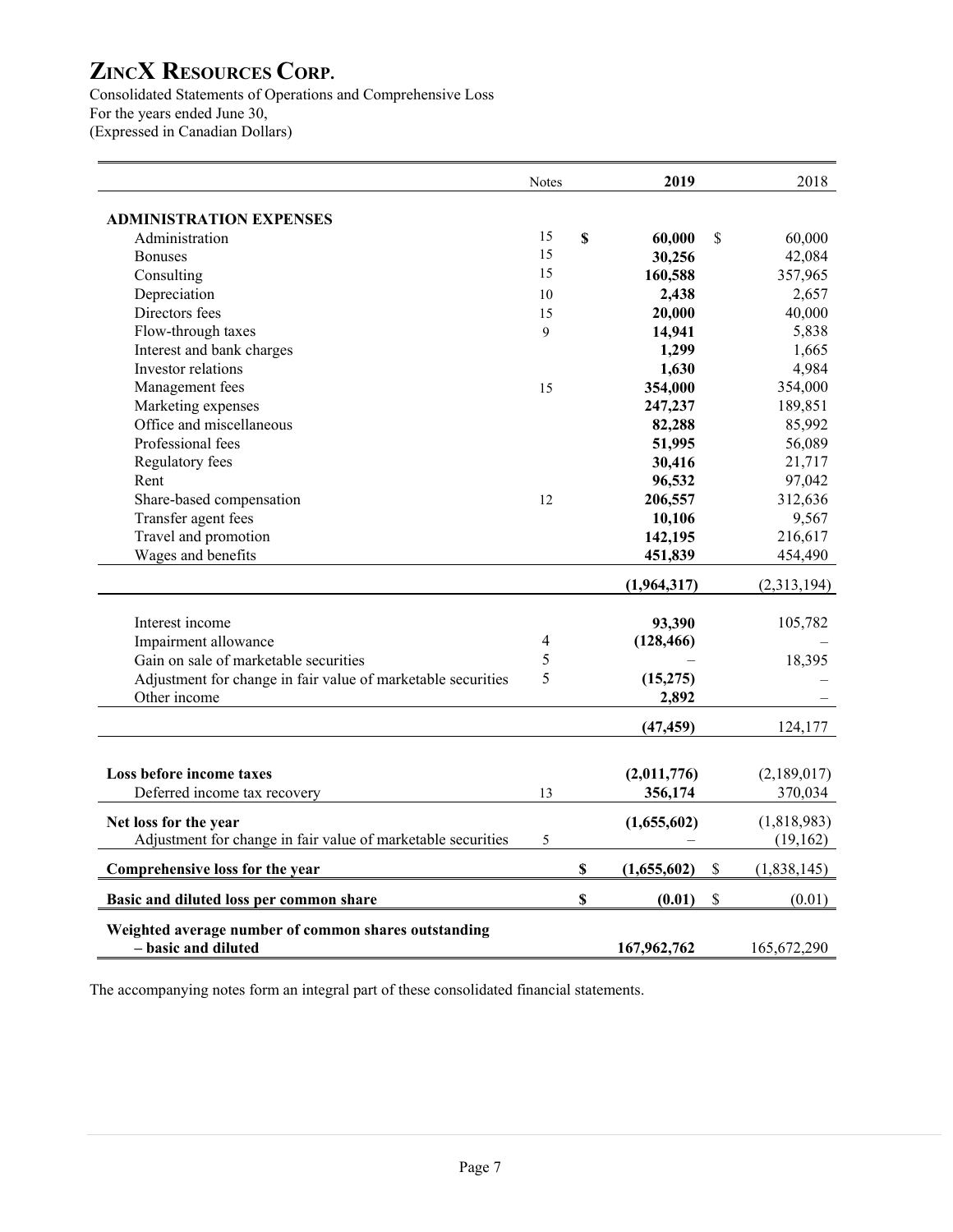# ZINCX RESOURCES CORP.

Consolidated Statements of Operations and Comprehensive Loss
For the years ended June 30,
(Expressed in Canadian Dollars)

| | Notes | 2019 | 2018 |
|---|---|---|---|
| **ADMINISTRATION EXPENSES** | | | |
| Administration | 15 | **$ 60,000** | $ 60,000 |
| Bonuses | 15 | **30,256** | 42,084 |
| Consulting | 15 | **160,588** | 357,965 |
| Depreciation | 10 | **2,438** | 2,657 |
| Directors fees | 15 | **20,000** | 40,000 |
| Flow-through taxes | 9 | **14,941** | 5,838 |
| Interest and bank charges | | **1,299** | 1,665 |
| Investor relations | | **1,630** | 4,984 |
| Management fees | 15 | **354,000** | 354,000 |
| Marketing expenses | | **247,237** | 189,851 |
| Office and miscellaneous | | **82,288** | 85,992 |
| Professional fees | | **51,995** | 56,089 |
| Regulatory fees | | **30,416** | 21,717 |
| Rent | | **96,532** | 97,042 |
| Share-based compensation | 12 | **206,557** | 312,636 |
| Transfer agent fees | | **10,106** | 9,567 |
| Travel and promotion | | **142,195** | 216,617 |
| Wages and benefits | | **451,839** | 454,490 |
| | | **(1,964,317)** | (2,313,194) |
| Interest income | | **93,390** | 105,782 |
| Impairment allowance | 4 | **(128,466)** | – |
| Gain on sale of marketable securities | 5 | **–** | 18,395 |
| Adjustment for change in fair value of marketable securities | 5 | **(15,275)** | – |
| Other income | | **2,892** | – |
| | | **(47,459)** | 124,177 |
| **Loss before income taxes** | | **(2,011,776)** | (2,189,017) |
| Deferred income tax recovery | 13 | **356,174** | 370,034 |
| **Net loss for the year** | | **(1,655,602)** | (1,818,983) |
| Adjustment for change in fair value of marketable securities | 5 | **–** | (19,162) |
| **Comprehensive loss for the year** | | **$ (1,655,602)** | $ (1,838,145) |
| **Basic and diluted loss per common share** | | **$ (0.01)** | $ (0.01) |
| **Weighted average number of common shares outstanding – basic and diluted** | | **167,962,762** | 165,672,290 |

The accompanying notes form an integral part of these consolidated financial statements.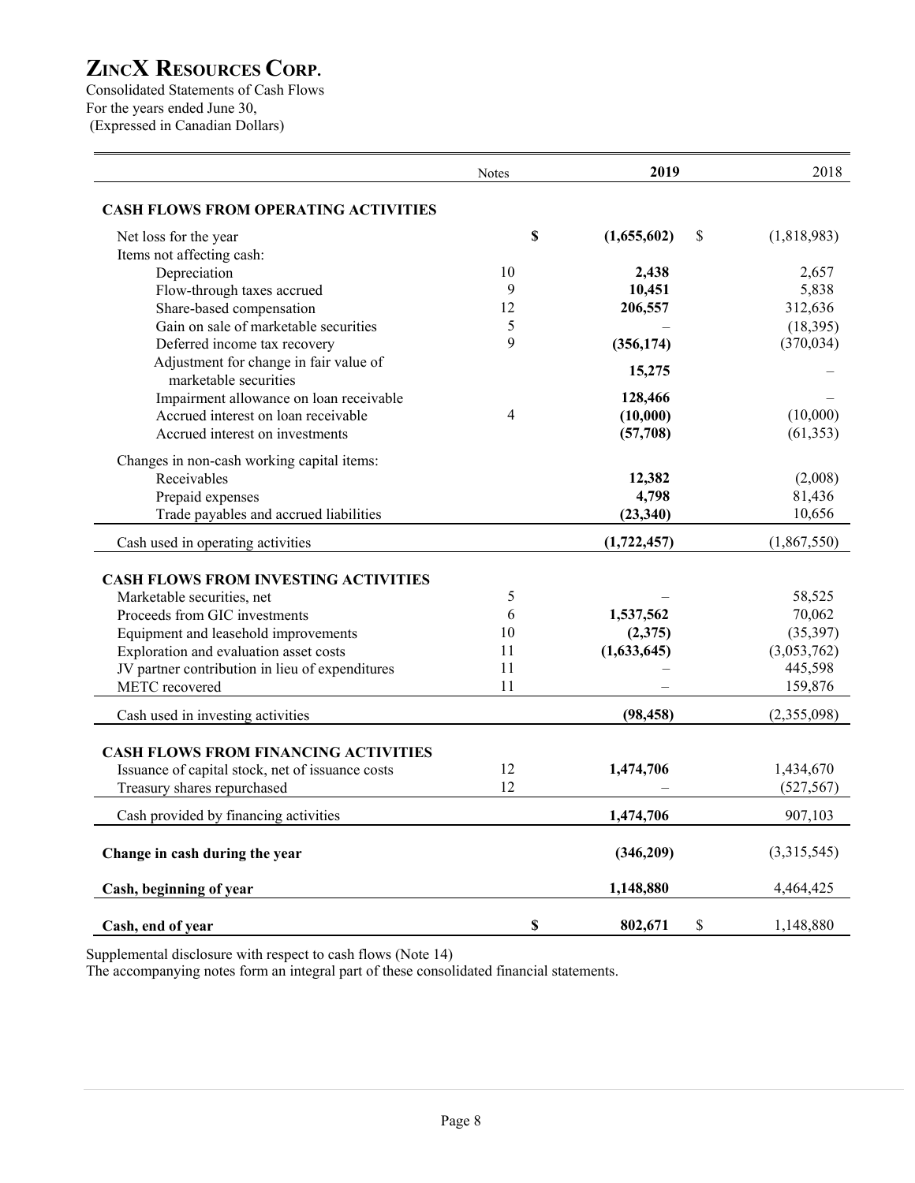# ZINCX RESOURCES CORP.

Consolidated Statements of Cash Flows
For the years ended June 30,
(Expressed in Canadian Dollars)

| | Notes | 2019 | 2018 |
|---|---|---|---|
| **CASH FLOWS FROM OPERATING ACTIVITIES** | | | |
| Net loss for the year | | **$ (1,655,602)** | $ (1,818,983) |
| Items not affecting cash: | | | |
| Depreciation | 10 | **2,438** | 2,657 |
| Flow-through taxes accrued | 9 | **10,451** | 5,838 |
| Share-based compensation | 12 | **206,557** | 312,636 |
| Gain on sale of marketable securities | 5 | – | (18,395) |
| Deferred income tax recovery | 9 | **(356,174)** | (370,034) |
| Adjustment for change in fair value of marketable securities | | **15,275** | – |
| Impairment allowance on loan receivable | | **128,466** | – |
| Accrued interest on loan receivable | 4 | **(10,000)** | (10,000) |
| Accrued interest on investments | | **(57,708)** | (61,353) |
| Changes in non-cash working capital items: | | | |
| Receivables | | **12,382** | (2,008) |
| Prepaid expenses | | **4,798** | 81,436 |
| Trade payables and accrued liabilities | | **(23,340)** | 10,656 |
| Cash used in operating activities | | **(1,722,457)** | (1,867,550) |
| **CASH FLOWS FROM INVESTING ACTIVITIES** | | | |
| Marketable securities, net | 5 | – | 58,525 |
| Proceeds from GIC investments | 6 | **1,537,562** | 70,062 |
| Equipment and leasehold improvements | 10 | **(2,375)** | (35,397) |
| Exploration and evaluation asset costs | 11 | **(1,633,645)** | (3,053,762) |
| JV partner contribution in lieu of expenditures | 11 | – | 445,598 |
| METC recovered | 11 | – | 159,876 |
| Cash used in investing activities | | **(98,458)** | (2,355,098) |
| **CASH FLOWS FROM FINANCING ACTIVITIES** | | | |
| Issuance of capital stock, net of issuance costs | 12 | **1,474,706** | 1,434,670 |
| Treasury shares repurchased | 12 | – | (527,567) |
| Cash provided by financing activities | | **1,474,706** | 907,103 |
| **Change in cash during the year** | | **(346,209)** | (3,315,545) |
| **Cash, beginning of year** | | **1,148,880** | 4,464,425 |
| **Cash, end of year** | | **$ 802,671** | $ 1,148,880 |

Supplemental disclosure with respect to cash flows (Note 14)
The accompanying notes form an integral part of these consolidated financial statements.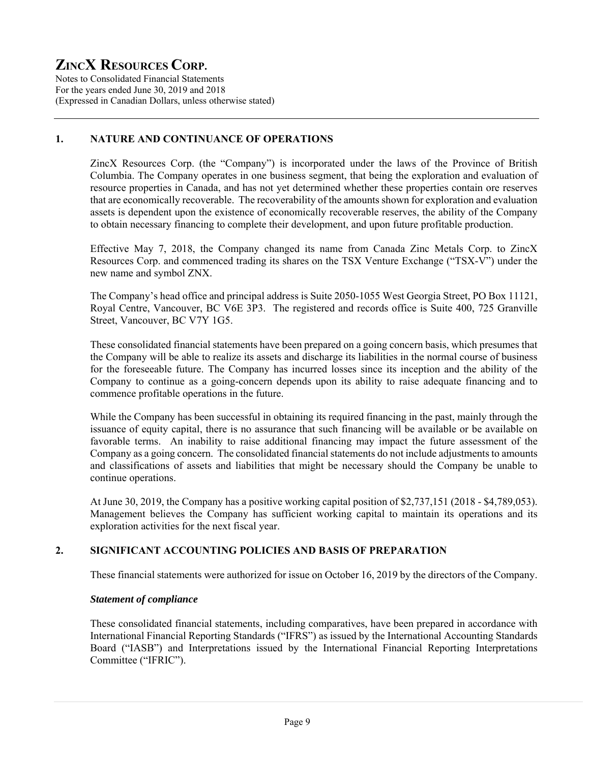## 1. NATURE AND CONTINUANCE OF OPERATIONS

ZincX Resources Corp. (the "Company") is incorporated under the laws of the Province of British Columbia. The Company operates in one business segment, that being the exploration and evaluation of resource properties in Canada, and has not yet determined whether these properties contain ore reserves that are economically recoverable. The recoverability of the amounts shown for exploration and evaluation assets is dependent upon the existence of economically recoverable reserves, the ability of the Company to obtain necessary financing to complete their development, and upon future profitable production.

Effective May 7, 2018, the Company changed its name from Canada Zinc Metals Corp. to ZincX Resources Corp. and commenced trading its shares on the TSX Venture Exchange ("TSX-V") under the new name and symbol ZNX.

The Company's head office and principal address is Suite 2050-1055 West Georgia Street, PO Box 11121, Royal Centre, Vancouver, BC V6E 3P3. The registered and records office is Suite 400, 725 Granville Street, Vancouver, BC V7Y 1G5.

These consolidated financial statements have been prepared on a going concern basis, which presumes that the Company will be able to realize its assets and discharge its liabilities in the normal course of business for the foreseeable future. The Company has incurred losses since its inception and the ability of the Company to continue as a going-concern depends upon its ability to raise adequate financing and to commence profitable operations in the future.

While the Company has been successful in obtaining its required financing in the past, mainly through the issuance of equity capital, there is no assurance that such financing will be available or be available on favorable terms. An inability to raise additional financing may impact the future assessment of the Company as a going concern. The consolidated financial statements do not include adjustments to amounts and classifications of assets and liabilities that might be necessary should the Company be unable to continue operations.

At June 30, 2019, the Company has a positive working capital position of $2,737,151 (2018 - $4,789,053). Management believes the Company has sufficient working capital to maintain its operations and its exploration activities for the next fiscal year.

## 2. SIGNIFICANT ACCOUNTING POLICIES AND BASIS OF PREPARATION

These financial statements were authorized for issue on October 16, 2019 by the directors of the Company.

***Statement of compliance***

These consolidated financial statements, including comparatives, have been prepared in accordance with International Financial Reporting Standards ("IFRS") as issued by the International Accounting Standards Board ("IASB") and Interpretations issued by the International Financial Reporting Interpretations Committee ("IFRIC").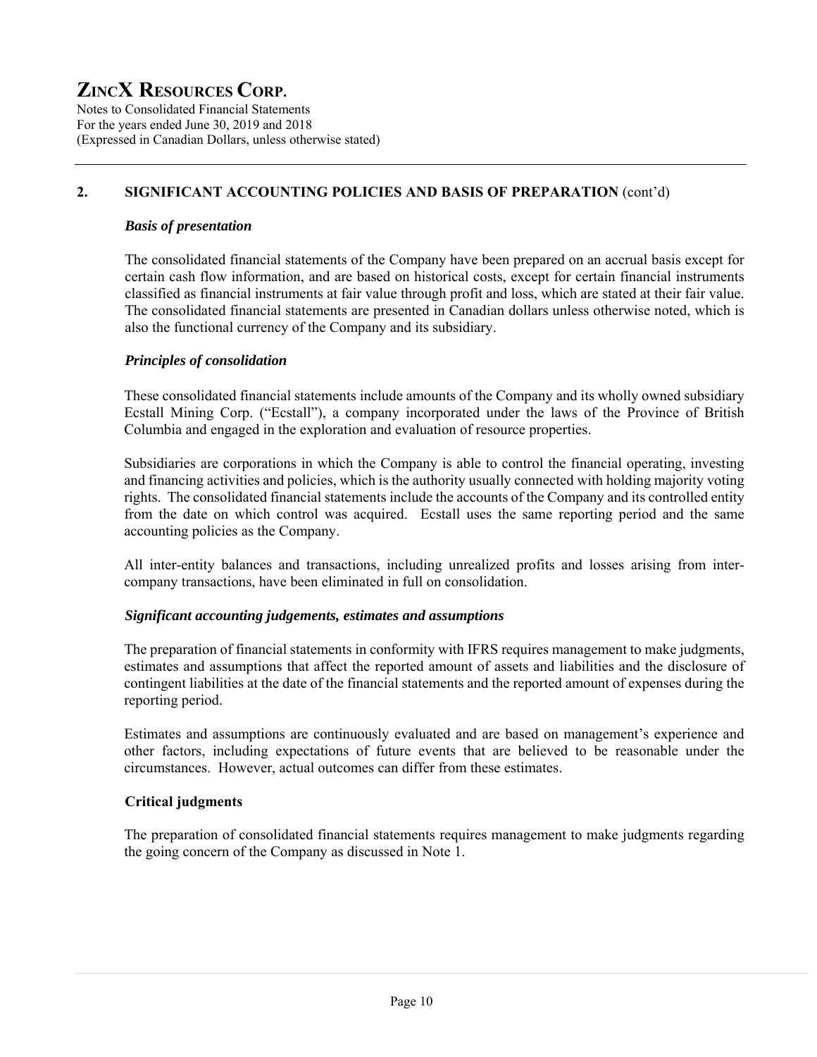## 2. SIGNIFICANT ACCOUNTING POLICIES AND BASIS OF PREPARATION (cont'd)

### *Basis of presentation*

The consolidated financial statements of the Company have been prepared on an accrual basis except for certain cash flow information, and are based on historical costs, except for certain financial instruments classified as financial instruments at fair value through profit and loss, which are stated at their fair value. The consolidated financial statements are presented in Canadian dollars unless otherwise noted, which is also the functional currency of the Company and its subsidiary.

### *Principles of consolidation*

These consolidated financial statements include amounts of the Company and its wholly owned subsidiary Ecstall Mining Corp. ("Ecstall"), a company incorporated under the laws of the Province of British Columbia and engaged in the exploration and evaluation of resource properties.

Subsidiaries are corporations in which the Company is able to control the financial operating, investing and financing activities and policies, which is the authority usually connected with holding majority voting rights. The consolidated financial statements include the accounts of the Company and its controlled entity from the date on which control was acquired. Ecstall uses the same reporting period and the same accounting policies as the Company.

All inter-entity balances and transactions, including unrealized profits and losses arising from inter-company transactions, have been eliminated in full on consolidation.

### *Significant accounting judgements, estimates and assumptions*

The preparation of financial statements in conformity with IFRS requires management to make judgments, estimates and assumptions that affect the reported amount of assets and liabilities and the disclosure of contingent liabilities at the date of the financial statements and the reported amount of expenses during the reporting period.

Estimates and assumptions are continuously evaluated and are based on management's experience and other factors, including expectations of future events that are believed to be reasonable under the circumstances. However, actual outcomes can differ from these estimates.

### Critical judgments

The preparation of consolidated financial statements requires management to make judgments regarding the going concern of the Company as discussed in Note 1.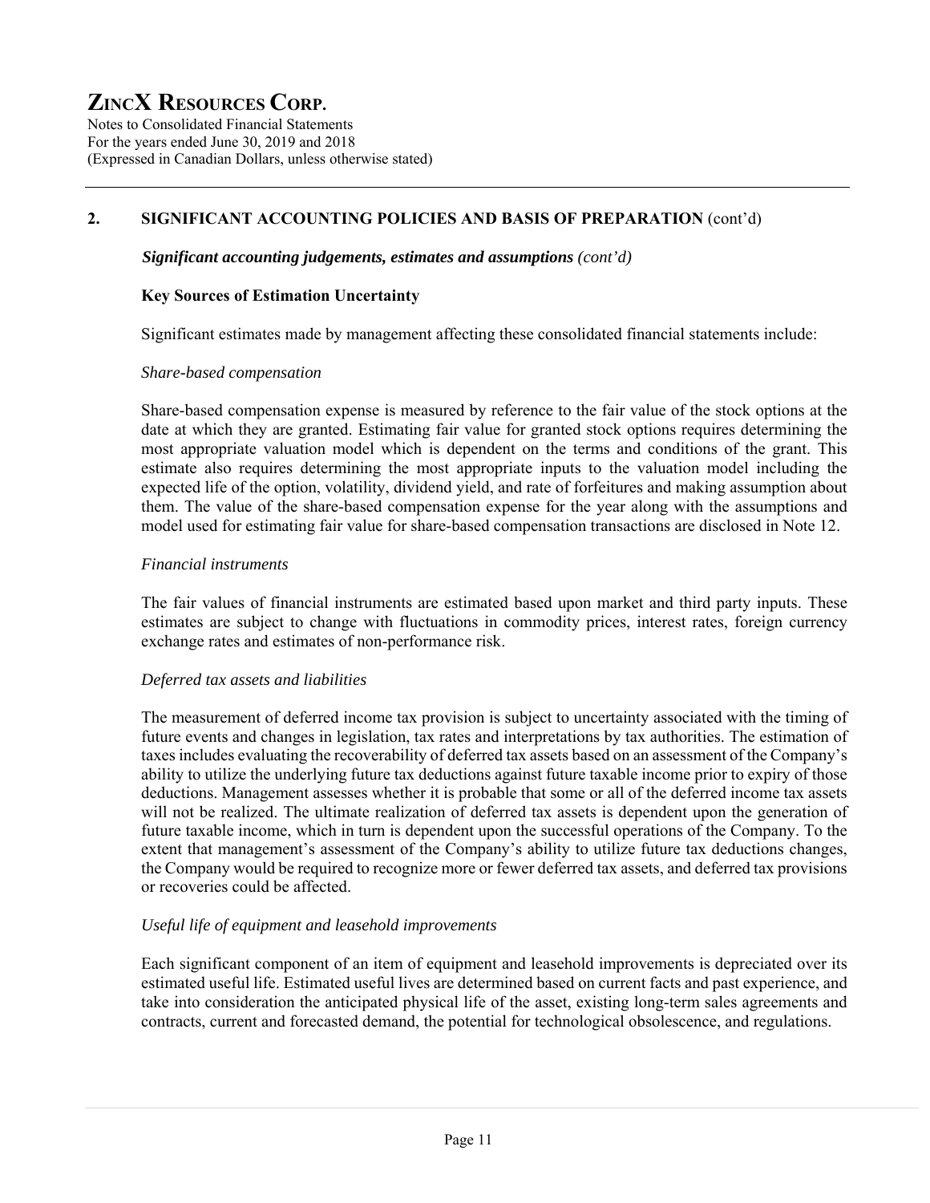## 2. SIGNIFICANT ACCOUNTING POLICIES AND BASIS OF PREPARATION (cont'd)

***Significant accounting judgements, estimates and assumptions** (cont'd)*

### Key Sources of Estimation Uncertainty

Significant estimates made by management affecting these consolidated financial statements include:

*Share-based compensation*

Share-based compensation expense is measured by reference to the fair value of the stock options at the date at which they are granted. Estimating fair value for granted stock options requires determining the most appropriate valuation model which is dependent on the terms and conditions of the grant. This estimate also requires determining the most appropriate inputs to the valuation model including the expected life of the option, volatility, dividend yield, and rate of forfeitures and making assumption about them. The value of the share-based compensation expense for the year along with the assumptions and model used for estimating fair value for share-based compensation transactions are disclosed in Note 12.

*Financial instruments*

The fair values of financial instruments are estimated based upon market and third party inputs. These estimates are subject to change with fluctuations in commodity prices, interest rates, foreign currency exchange rates and estimates of non-performance risk.

*Deferred tax assets and liabilities*

The measurement of deferred income tax provision is subject to uncertainty associated with the timing of future events and changes in legislation, tax rates and interpretations by tax authorities. The estimation of taxes includes evaluating the recoverability of deferred tax assets based on an assessment of the Company's ability to utilize the underlying future tax deductions against future taxable income prior to expiry of those deductions. Management assesses whether it is probable that some or all of the deferred income tax assets will not be realized. The ultimate realization of deferred tax assets is dependent upon the generation of future taxable income, which in turn is dependent upon the successful operations of the Company. To the extent that management's assessment of the Company's ability to utilize future tax deductions changes, the Company would be required to recognize more or fewer deferred tax assets, and deferred tax provisions or recoveries could be affected.

*Useful life of equipment and leasehold improvements*

Each significant component of an item of equipment and leasehold improvements is depreciated over its estimated useful life. Estimated useful lives are determined based on current facts and past experience, and take into consideration the anticipated physical life of the asset, existing long-term sales agreements and contracts, current and forecasted demand, the potential for technological obsolescence, and regulations.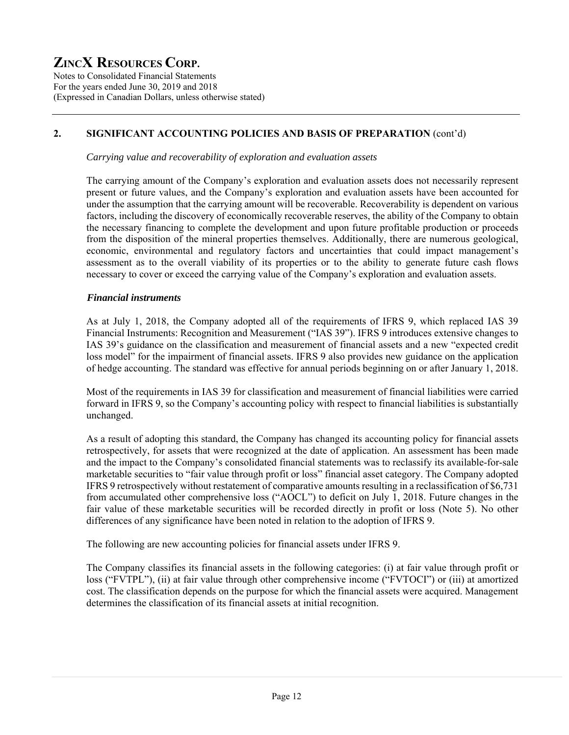## 2. SIGNIFICANT ACCOUNTING POLICIES AND BASIS OF PREPARATION (cont'd)

*Carrying value and recoverability of exploration and evaluation assets*

The carrying amount of the Company's exploration and evaluation assets does not necessarily represent present or future values, and the Company's exploration and evaluation assets have been accounted for under the assumption that the carrying amount will be recoverable. Recoverability is dependent on various factors, including the discovery of economically recoverable reserves, the ability of the Company to obtain the necessary financing to complete the development and upon future profitable production or proceeds from the disposition of the mineral properties themselves. Additionally, there are numerous geological, economic, environmental and regulatory factors and uncertainties that could impact management's assessment as to the overall viability of its properties or to the ability to generate future cash flows necessary to cover or exceed the carrying value of the Company's exploration and evaluation assets.

***Financial instruments***

As at July 1, 2018, the Company adopted all of the requirements of IFRS 9, which replaced IAS 39 Financial Instruments: Recognition and Measurement ("IAS 39"). IFRS 9 introduces extensive changes to IAS 39's guidance on the classification and measurement of financial assets and a new "expected credit loss model" for the impairment of financial assets. IFRS 9 also provides new guidance on the application of hedge accounting. The standard was effective for annual periods beginning on or after January 1, 2018.

Most of the requirements in IAS 39 for classification and measurement of financial liabilities were carried forward in IFRS 9, so the Company's accounting policy with respect to financial liabilities is substantially unchanged.

As a result of adopting this standard, the Company has changed its accounting policy for financial assets retrospectively, for assets that were recognized at the date of application. An assessment has been made and the impact to the Company's consolidated financial statements was to reclassify its available-for-sale marketable securities to "fair value through profit or loss" financial asset category. The Company adopted IFRS 9 retrospectively without restatement of comparative amounts resulting in a reclassification of $6,731 from accumulated other comprehensive loss ("AOCL") to deficit on July 1, 2018. Future changes in the fair value of these marketable securities will be recorded directly in profit or loss (Note 5). No other differences of any significance have been noted in relation to the adoption of IFRS 9.

The following are new accounting policies for financial assets under IFRS 9.

The Company classifies its financial assets in the following categories: (i) at fair value through profit or loss ("FVTPL"), (ii) at fair value through other comprehensive income ("FVTOCI") or (iii) at amortized cost. The classification depends on the purpose for which the financial assets were acquired. Management determines the classification of its financial assets at initial recognition.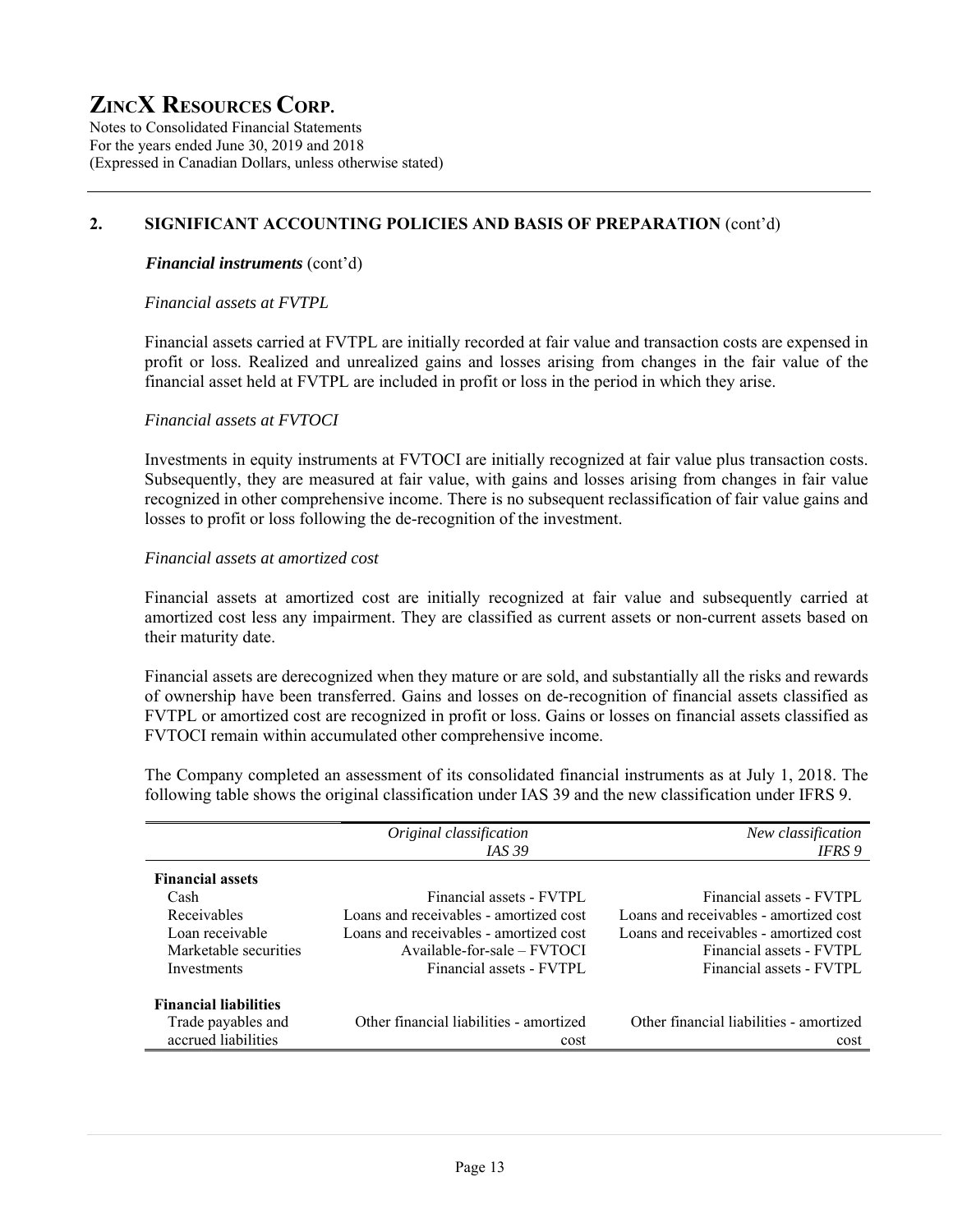## 2. SIGNIFICANT ACCOUNTING POLICIES AND BASIS OF PREPARATION (cont'd)

***Financial instruments*** (cont'd)

*Financial assets at FVTPL*

Financial assets carried at FVTPL are initially recorded at fair value and transaction costs are expensed in profit or loss. Realized and unrealized gains and losses arising from changes in the fair value of the financial asset held at FVTPL are included in profit or loss in the period in which they arise.

*Financial assets at FVTOCI*

Investments in equity instruments at FVTOCI are initially recognized at fair value plus transaction costs. Subsequently, they are measured at fair value, with gains and losses arising from changes in fair value recognized in other comprehensive income. There is no subsequent reclassification of fair value gains and losses to profit or loss following the de-recognition of the investment.

*Financial assets at amortized cost*

Financial assets at amortized cost are initially recognized at fair value and subsequently carried at amortized cost less any impairment. They are classified as current assets or non-current assets based on their maturity date.

Financial assets are derecognized when they mature or are sold, and substantially all the risks and rewards of ownership have been transferred. Gains and losses on de-recognition of financial assets classified as FVTPL or amortized cost are recognized in profit or loss. Gains or losses on financial assets classified as FVTOCI remain within accumulated other comprehensive income.

The Company completed an assessment of its consolidated financial instruments as at July 1, 2018. The following table shows the original classification under IAS 39 and the new classification under IFRS 9.

| | *Original classification IAS 39* | *New classification IFRS 9* |
|---|---|---|
| **Financial assets** | | |
| Cash | Financial assets - FVTPL | Financial assets - FVTPL |
| Receivables | Loans and receivables - amortized cost | Loans and receivables - amortized cost |
| Loan receivable | Loans and receivables - amortized cost | Loans and receivables - amortized cost |
| Marketable securities | Available-for-sale – FVTOCI | Financial assets - FVTPL |
| Investments | Financial assets - FVTPL | Financial assets - FVTPL |
| **Financial liabilities** | | |
| Trade payables and accrued liabilities | Other financial liabilities - amortized cost | Other financial liabilities - amortized cost |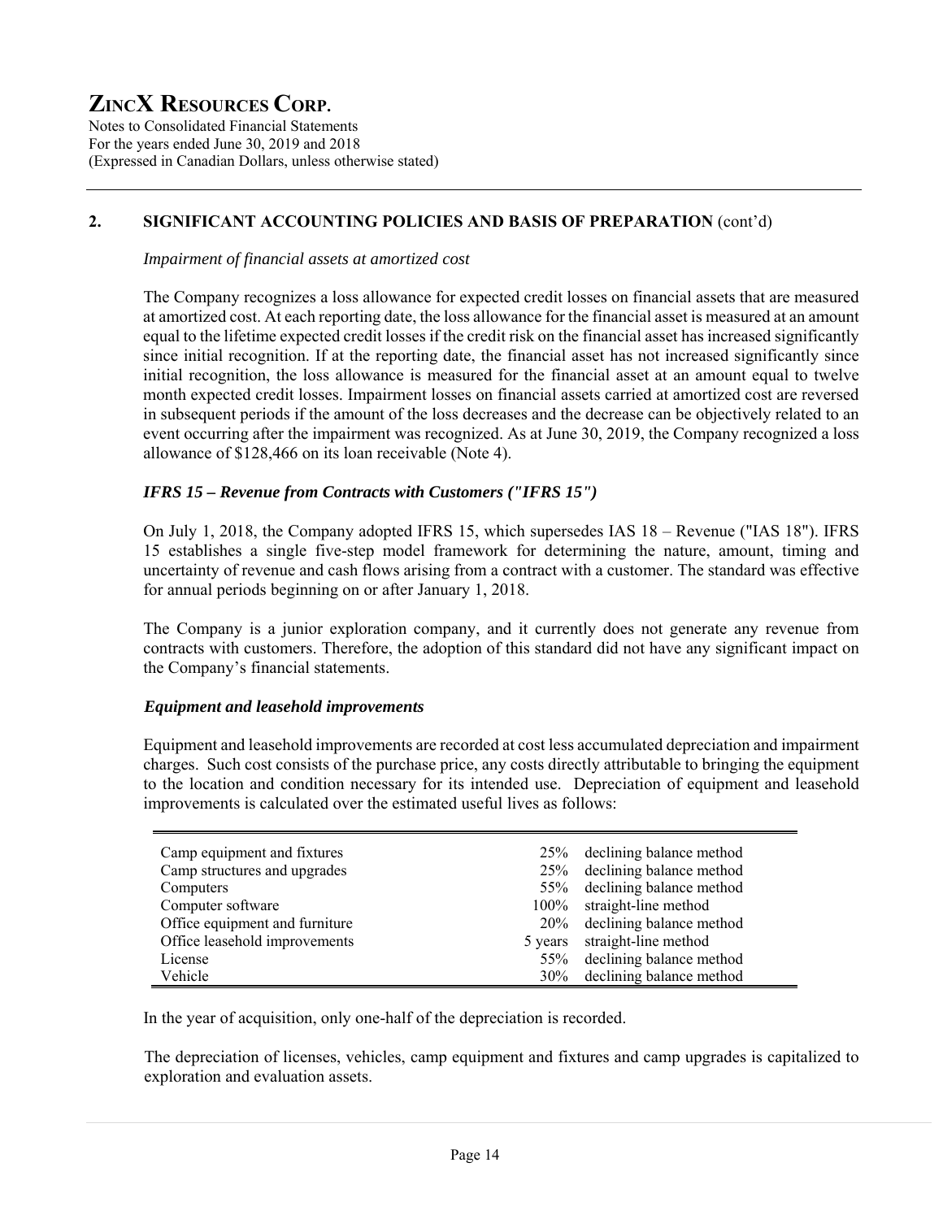# ZINCX RESOURCES CORP.

Notes to Consolidated Financial Statements
For the years ended June 30, 2019 and 2018
(Expressed in Canadian Dollars, unless otherwise stated)

## 2. SIGNIFICANT ACCOUNTING POLICIES AND BASIS OF PREPARATION (cont'd)

*Impairment of financial assets at amortized cost*

The Company recognizes a loss allowance for expected credit losses on financial assets that are measured at amortized cost. At each reporting date, the loss allowance for the financial asset is measured at an amount equal to the lifetime expected credit losses if the credit risk on the financial asset has increased significantly since initial recognition. If at the reporting date, the financial asset has not increased significantly since initial recognition, the loss allowance is measured for the financial asset at an amount equal to twelve month expected credit losses. Impairment losses on financial assets carried at amortized cost are reversed in subsequent periods if the amount of the loss decreases and the decrease can be objectively related to an event occurring after the impairment was recognized. As at June 30, 2019, the Company recognized a loss allowance of $128,466 on its loan receivable (Note 4).

***IFRS 15 – Revenue from Contracts with Customers ("IFRS 15")***

On July 1, 2018, the Company adopted IFRS 15, which supersedes IAS 18 – Revenue ("IAS 18"). IFRS 15 establishes a single five-step model framework for determining the nature, amount, timing and uncertainty of revenue and cash flows arising from a contract with a customer. The standard was effective for annual periods beginning on or after January 1, 2018.

The Company is a junior exploration company, and it currently does not generate any revenue from contracts with customers. Therefore, the adoption of this standard did not have any significant impact on the Company's financial statements.

***Equipment and leasehold improvements***

Equipment and leasehold improvements are recorded at cost less accumulated depreciation and impairment charges. Such cost consists of the purchase price, any costs directly attributable to bringing the equipment to the location and condition necessary for its intended use. Depreciation of equipment and leasehold improvements is calculated over the estimated useful lives as follows:

| | | |
|---|---|---|
| Camp equipment and fixtures | 25% | declining balance method |
| Camp structures and upgrades | 25% | declining balance method |
| Computers | 55% | declining balance method |
| Computer software | 100% | straight-line method |
| Office equipment and furniture | 20% | declining balance method |
| Office leasehold improvements | 5 years | straight-line method |
| License | 55% | declining balance method |
| Vehicle | 30% | declining balance method |

In the year of acquisition, only one-half of the depreciation is recorded.

The depreciation of licenses, vehicles, camp equipment and fixtures and camp upgrades is capitalized to exploration and evaluation assets.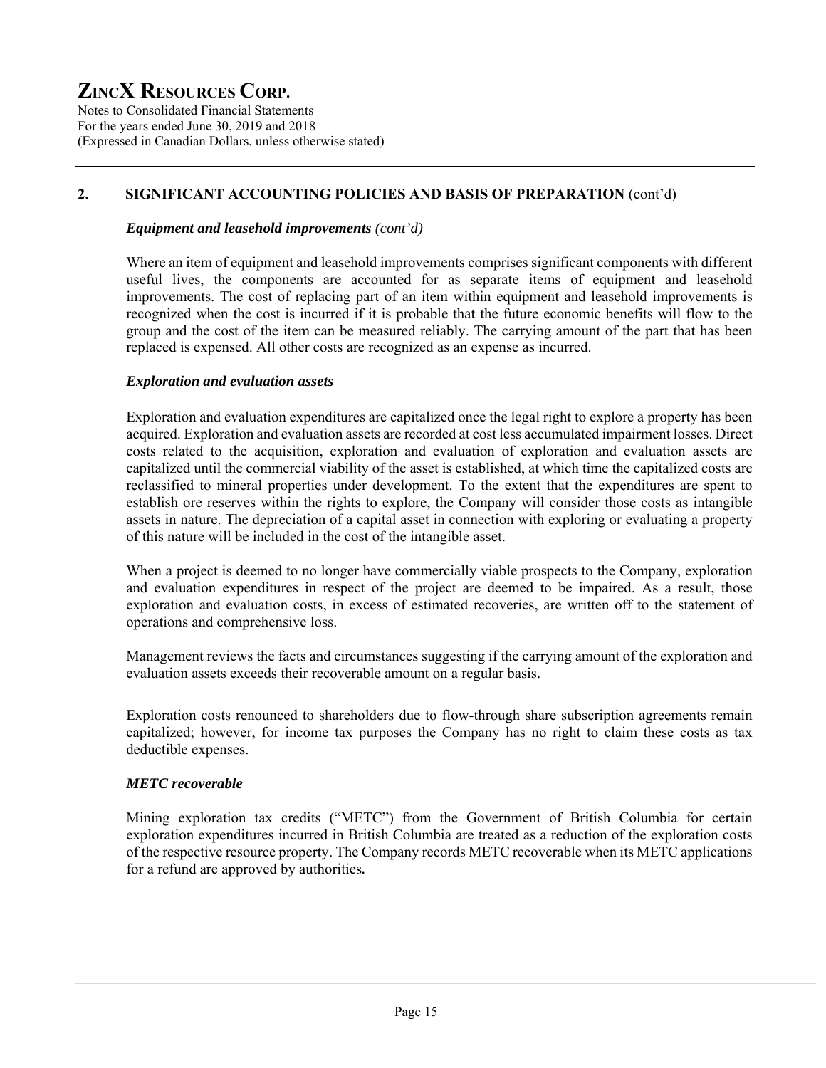## 2. SIGNIFICANT ACCOUNTING POLICIES AND BASIS OF PREPARATION (cont'd)

### *Equipment and leasehold improvements (cont'd)*

Where an item of equipment and leasehold improvements comprises significant components with different useful lives, the components are accounted for as separate items of equipment and leasehold improvements. The cost of replacing part of an item within equipment and leasehold improvements is recognized when the cost is incurred if it is probable that the future economic benefits will flow to the group and the cost of the item can be measured reliably. The carrying amount of the part that has been replaced is expensed. All other costs are recognized as an expense as incurred.

### *Exploration and evaluation assets*

Exploration and evaluation expenditures are capitalized once the legal right to explore a property has been acquired. Exploration and evaluation assets are recorded at cost less accumulated impairment losses. Direct costs related to the acquisition, exploration and evaluation of exploration and evaluation assets are capitalized until the commercial viability of the asset is established, at which time the capitalized costs are reclassified to mineral properties under development. To the extent that the expenditures are spent to establish ore reserves within the rights to explore, the Company will consider those costs as intangible assets in nature. The depreciation of a capital asset in connection with exploring or evaluating a property of this nature will be included in the cost of the intangible asset.

When a project is deemed to no longer have commercially viable prospects to the Company, exploration and evaluation expenditures in respect of the project are deemed to be impaired. As a result, those exploration and evaluation costs, in excess of estimated recoveries, are written off to the statement of operations and comprehensive loss.

Management reviews the facts and circumstances suggesting if the carrying amount of the exploration and evaluation assets exceeds their recoverable amount on a regular basis.

Exploration costs renounced to shareholders due to flow-through share subscription agreements remain capitalized; however, for income tax purposes the Company has no right to claim these costs as tax deductible expenses.

### *METC recoverable*

Mining exploration tax credits ("METC") from the Government of British Columbia for certain exploration expenditures incurred in British Columbia are treated as a reduction of the exploration costs of the respective resource property. The Company records METC recoverable when its METC applications for a refund are approved by authorities.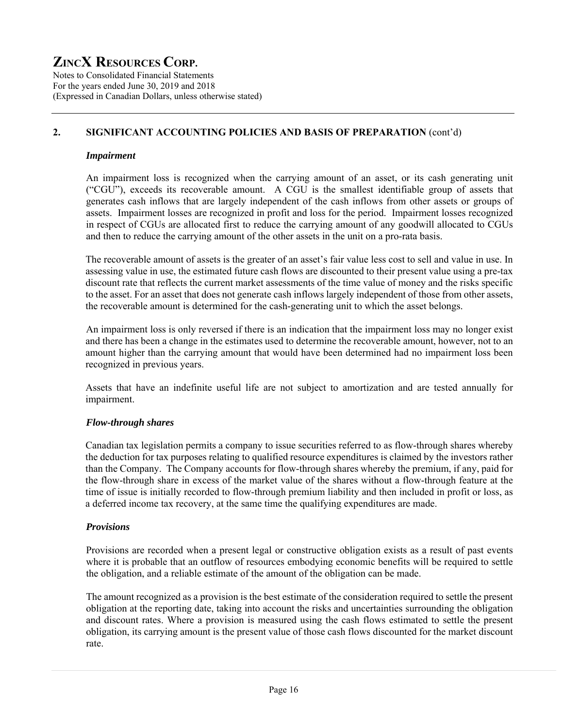## 2. SIGNIFICANT ACCOUNTING POLICIES AND BASIS OF PREPARATION (cont'd)

### *Impairment*

An impairment loss is recognized when the carrying amount of an asset, or its cash generating unit ("CGU"), exceeds its recoverable amount. A CGU is the smallest identifiable group of assets that generates cash inflows that are largely independent of the cash inflows from other assets or groups of assets. Impairment losses are recognized in profit and loss for the period. Impairment losses recognized in respect of CGUs are allocated first to reduce the carrying amount of any goodwill allocated to CGUs and then to reduce the carrying amount of the other assets in the unit on a pro-rata basis.

The recoverable amount of assets is the greater of an asset's fair value less cost to sell and value in use. In assessing value in use, the estimated future cash flows are discounted to their present value using a pre-tax discount rate that reflects the current market assessments of the time value of money and the risks specific to the asset. For an asset that does not generate cash inflows largely independent of those from other assets, the recoverable amount is determined for the cash-generating unit to which the asset belongs.

An impairment loss is only reversed if there is an indication that the impairment loss may no longer exist and there has been a change in the estimates used to determine the recoverable amount, however, not to an amount higher than the carrying amount that would have been determined had no impairment loss been recognized in previous years.

Assets that have an indefinite useful life are not subject to amortization and are tested annually for impairment.

### *Flow-through shares*

Canadian tax legislation permits a company to issue securities referred to as flow-through shares whereby the deduction for tax purposes relating to qualified resource expenditures is claimed by the investors rather than the Company. The Company accounts for flow-through shares whereby the premium, if any, paid for the flow-through share in excess of the market value of the shares without a flow-through feature at the time of issue is initially recorded to flow-through premium liability and then included in profit or loss, as a deferred income tax recovery, at the same time the qualifying expenditures are made.

### *Provisions*

Provisions are recorded when a present legal or constructive obligation exists as a result of past events where it is probable that an outflow of resources embodying economic benefits will be required to settle the obligation, and a reliable estimate of the amount of the obligation can be made.

The amount recognized as a provision is the best estimate of the consideration required to settle the present obligation at the reporting date, taking into account the risks and uncertainties surrounding the obligation and discount rates. Where a provision is measured using the cash flows estimated to settle the present obligation, its carrying amount is the present value of those cash flows discounted for the market discount rate.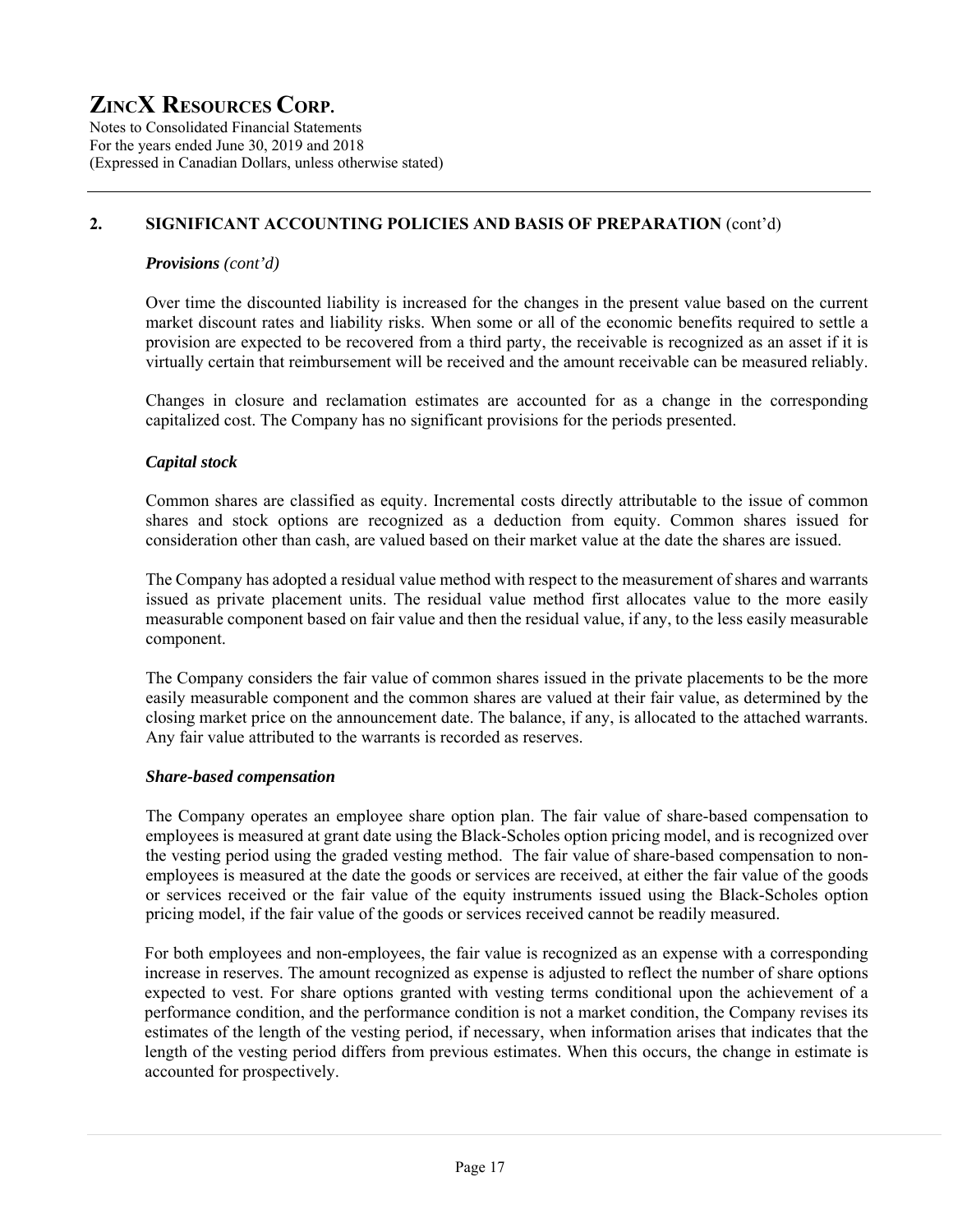## 2. SIGNIFICANT ACCOUNTING POLICIES AND BASIS OF PREPARATION (cont'd)

### *Provisions (cont'd)*

Over time the discounted liability is increased for the changes in the present value based on the current market discount rates and liability risks. When some or all of the economic benefits required to settle a provision are expected to be recovered from a third party, the receivable is recognized as an asset if it is virtually certain that reimbursement will be received and the amount receivable can be measured reliably.

Changes in closure and reclamation estimates are accounted for as a change in the corresponding capitalized cost. The Company has no significant provisions for the periods presented.

### *Capital stock*

Common shares are classified as equity. Incremental costs directly attributable to the issue of common shares and stock options are recognized as a deduction from equity. Common shares issued for consideration other than cash, are valued based on their market value at the date the shares are issued.

The Company has adopted a residual value method with respect to the measurement of shares and warrants issued as private placement units. The residual value method first allocates value to the more easily measurable component based on fair value and then the residual value, if any, to the less easily measurable component.

The Company considers the fair value of common shares issued in the private placements to be the more easily measurable component and the common shares are valued at their fair value, as determined by the closing market price on the announcement date. The balance, if any, is allocated to the attached warrants. Any fair value attributed to the warrants is recorded as reserves.

### *Share-based compensation*

The Company operates an employee share option plan. The fair value of share-based compensation to employees is measured at grant date using the Black-Scholes option pricing model, and is recognized over the vesting period using the graded vesting method. The fair value of share-based compensation to non-employees is measured at the date the goods or services are received, at either the fair value of the goods or services received or the fair value of the equity instruments issued using the Black-Scholes option pricing model, if the fair value of the goods or services received cannot be readily measured.

For both employees and non-employees, the fair value is recognized as an expense with a corresponding increase in reserves. The amount recognized as expense is adjusted to reflect the number of share options expected to vest. For share options granted with vesting terms conditional upon the achievement of a performance condition, and the performance condition is not a market condition, the Company revises its estimates of the length of the vesting period, if necessary, when information arises that indicates that the length of the vesting period differs from previous estimates. When this occurs, the change in estimate is accounted for prospectively.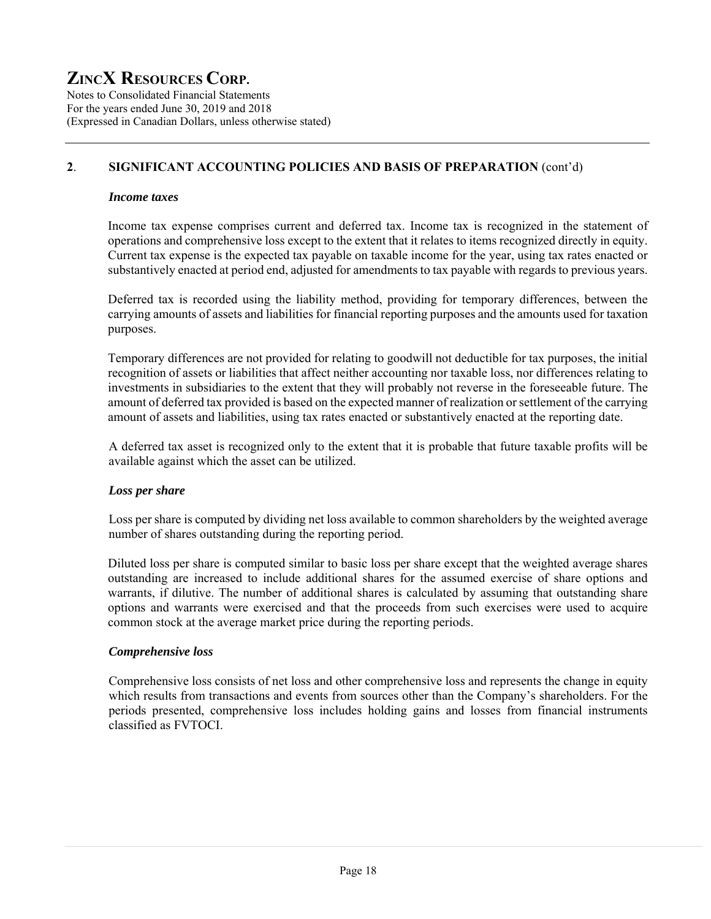## 2. SIGNIFICANT ACCOUNTING POLICIES AND BASIS OF PREPARATION (cont'd)

### *Income taxes*

Income tax expense comprises current and deferred tax. Income tax is recognized in the statement of operations and comprehensive loss except to the extent that it relates to items recognized directly in equity. Current tax expense is the expected tax payable on taxable income for the year, using tax rates enacted or substantively enacted at period end, adjusted for amendments to tax payable with regards to previous years.

Deferred tax is recorded using the liability method, providing for temporary differences, between the carrying amounts of assets and liabilities for financial reporting purposes and the amounts used for taxation purposes.

Temporary differences are not provided for relating to goodwill not deductible for tax purposes, the initial recognition of assets or liabilities that affect neither accounting nor taxable loss, nor differences relating to investments in subsidiaries to the extent that they will probably not reverse in the foreseeable future. The amount of deferred tax provided is based on the expected manner of realization or settlement of the carrying amount of assets and liabilities, using tax rates enacted or substantively enacted at the reporting date.

A deferred tax asset is recognized only to the extent that it is probable that future taxable profits will be available against which the asset can be utilized.

### *Loss per share*

Loss per share is computed by dividing net loss available to common shareholders by the weighted average number of shares outstanding during the reporting period.

Diluted loss per share is computed similar to basic loss per share except that the weighted average shares outstanding are increased to include additional shares for the assumed exercise of share options and warrants, if dilutive. The number of additional shares is calculated by assuming that outstanding share options and warrants were exercised and that the proceeds from such exercises were used to acquire common stock at the average market price during the reporting periods.

### *Comprehensive loss*

Comprehensive loss consists of net loss and other comprehensive loss and represents the change in equity which results from transactions and events from sources other than the Company's shareholders. For the periods presented, comprehensive loss includes holding gains and losses from financial instruments classified as FVTOCI.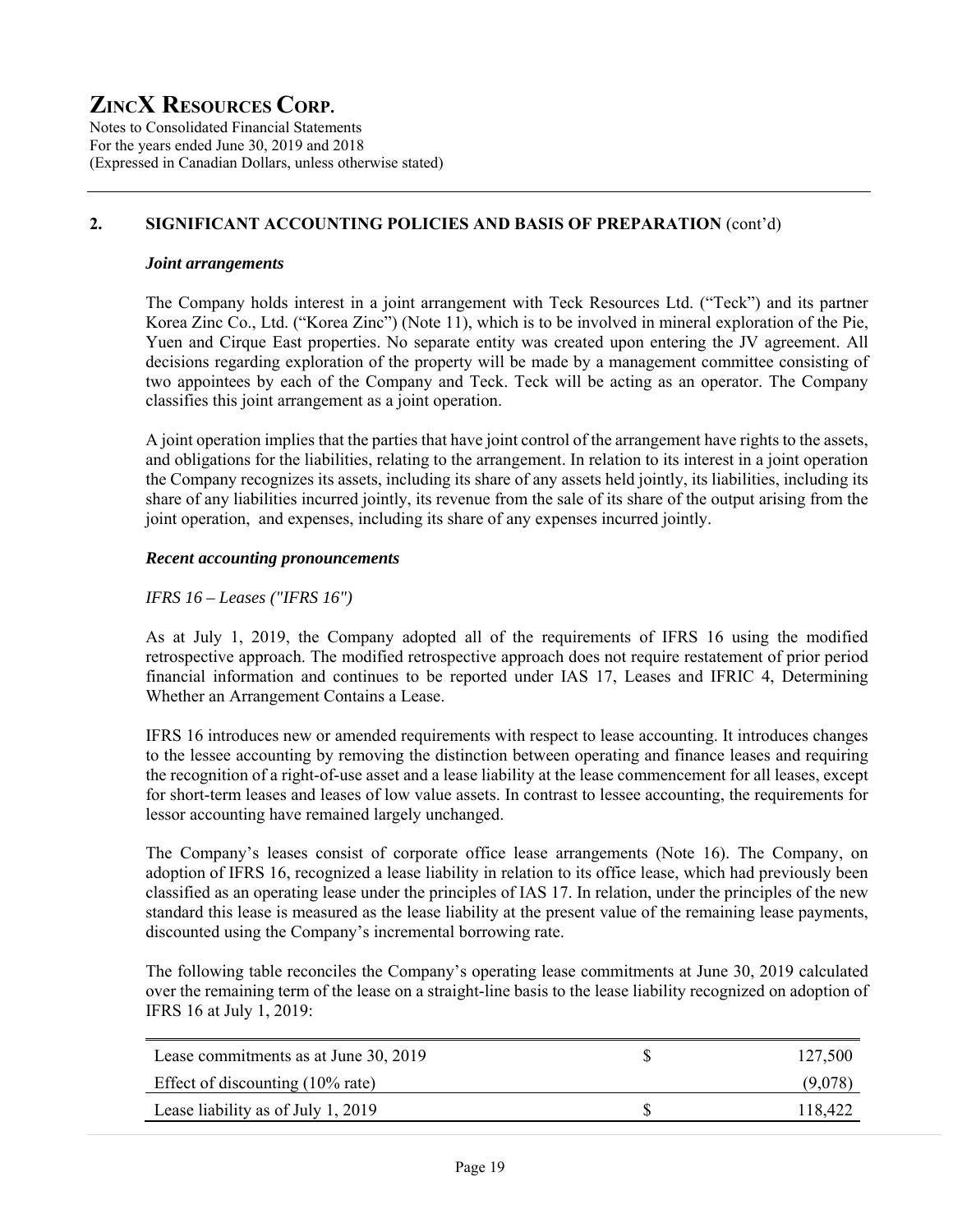## 2. SIGNIFICANT ACCOUNTING POLICIES AND BASIS OF PREPARATION (cont'd)

### *Joint arrangements*

The Company holds interest in a joint arrangement with Teck Resources Ltd. ("Teck") and its partner Korea Zinc Co., Ltd. ("Korea Zinc") (Note 11), which is to be involved in mineral exploration of the Pie, Yuen and Cirque East properties. No separate entity was created upon entering the JV agreement. All decisions regarding exploration of the property will be made by a management committee consisting of two appointees by each of the Company and Teck. Teck will be acting as an operator. The Company classifies this joint arrangement as a joint operation.

A joint operation implies that the parties that have joint control of the arrangement have rights to the assets, and obligations for the liabilities, relating to the arrangement. In relation to its interest in a joint operation the Company recognizes its assets, including its share of any assets held jointly, its liabilities, including its share of any liabilities incurred jointly, its revenue from the sale of its share of the output arising from the joint operation, and expenses, including its share of any expenses incurred jointly.

### *Recent accounting pronouncements*

*IFRS 16 – Leases ("IFRS 16")*

As at July 1, 2019, the Company adopted all of the requirements of IFRS 16 using the modified retrospective approach. The modified retrospective approach does not require restatement of prior period financial information and continues to be reported under IAS 17, Leases and IFRIC 4, Determining Whether an Arrangement Contains a Lease.

IFRS 16 introduces new or amended requirements with respect to lease accounting. It introduces changes to the lessee accounting by removing the distinction between operating and finance leases and requiring the recognition of a right-of-use asset and a lease liability at the lease commencement for all leases, except for short-term leases and leases of low value assets. In contrast to lessee accounting, the requirements for lessor accounting have remained largely unchanged.

The Company's leases consist of corporate office lease arrangements (Note 16). The Company, on adoption of IFRS 16, recognized a lease liability in relation to its office lease, which had previously been classified as an operating lease under the principles of IAS 17. In relation, under the principles of the new standard this lease is measured as the lease liability at the present value of the remaining lease payments, discounted using the Company's incremental borrowing rate.

The following table reconciles the Company's operating lease commitments at June 30, 2019 calculated over the remaining term of the lease on a straight-line basis to the lease liability recognized on adoption of IFRS 16 at July 1, 2019:

| | | |
|---|---|---|
| Lease commitments as at June 30, 2019 | $ | 127,500 |
| Effect of discounting (10% rate) | | (9,078) |
| Lease liability as of July 1, 2019 | $ | 118,422 |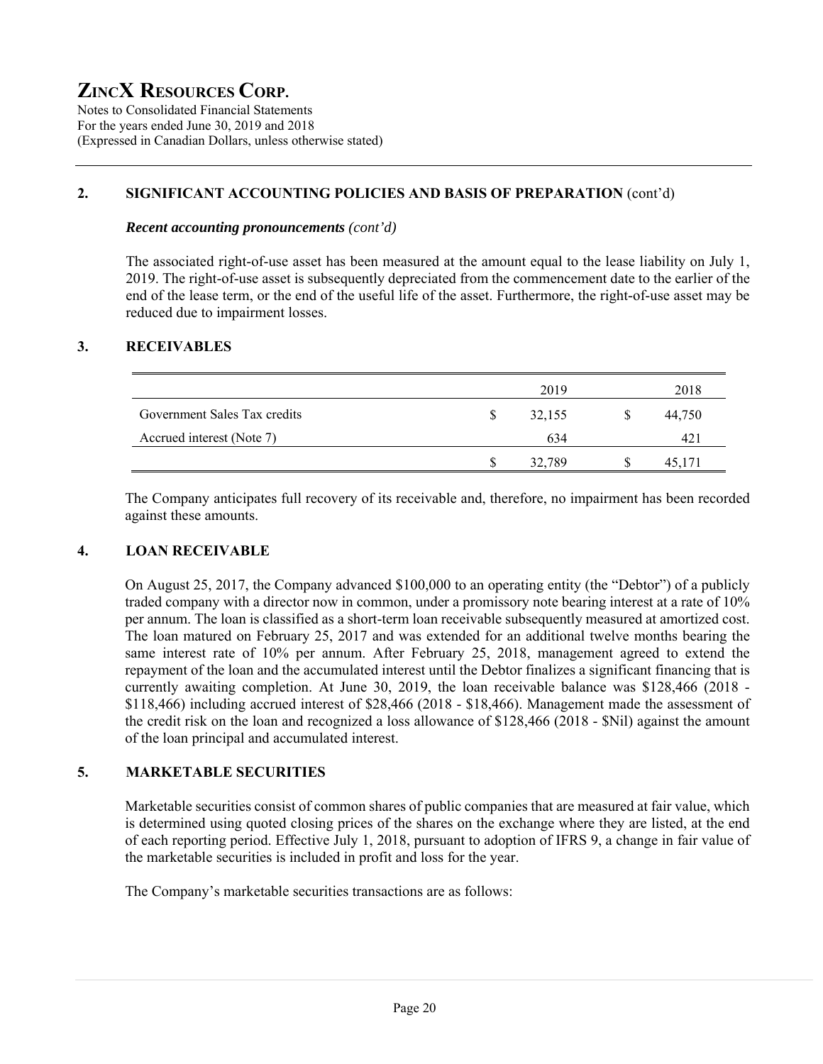## 2. SIGNIFICANT ACCOUNTING POLICIES AND BASIS OF PREPARATION (cont'd)

***Recent accounting pronouncements*** *(cont'd)*

The associated right-of-use asset has been measured at the amount equal to the lease liability on July 1, 2019. The right-of-use asset is subsequently depreciated from the commencement date to the earlier of the end of the lease term, or the end of the useful life of the asset. Furthermore, the right-of-use asset may be reduced due to impairment losses.

## 3. RECEIVABLES

| | | 2019 | | 2018 |
|---|---|---|---|---|
| Government Sales Tax credits | $ | 32,155 | $ | 44,750 |
| Accrued interest (Note 7) | | 634 | | 421 |
| | $ | 32,789 | $ | 45,171 |

The Company anticipates full recovery of its receivable and, therefore, no impairment has been recorded against these amounts.

## 4. LOAN RECEIVABLE

On August 25, 2017, the Company advanced $100,000 to an operating entity (the "Debtor") of a publicly traded company with a director now in common, under a promissory note bearing interest at a rate of 10% per annum. The loan is classified as a short-term loan receivable subsequently measured at amortized cost. The loan matured on February 25, 2017 and was extended for an additional twelve months bearing the same interest rate of 10% per annum. After February 25, 2018, management agreed to extend the repayment of the loan and the accumulated interest until the Debtor finalizes a significant financing that is currently awaiting completion. At June 30, 2019, the loan receivable balance was $128,466 (2018 - $118,466) including accrued interest of $28,466 (2018 - $18,466). Management made the assessment of the credit risk on the loan and recognized a loss allowance of $128,466 (2018 - $Nil) against the amount of the loan principal and accumulated interest.

## 5. MARKETABLE SECURITIES

Marketable securities consist of common shares of public companies that are measured at fair value, which is determined using quoted closing prices of the shares on the exchange where they are listed, at the end of each reporting period. Effective July 1, 2018, pursuant to adoption of IFRS 9, a change in fair value of the marketable securities is included in profit and loss for the year.

The Company's marketable securities transactions are as follows: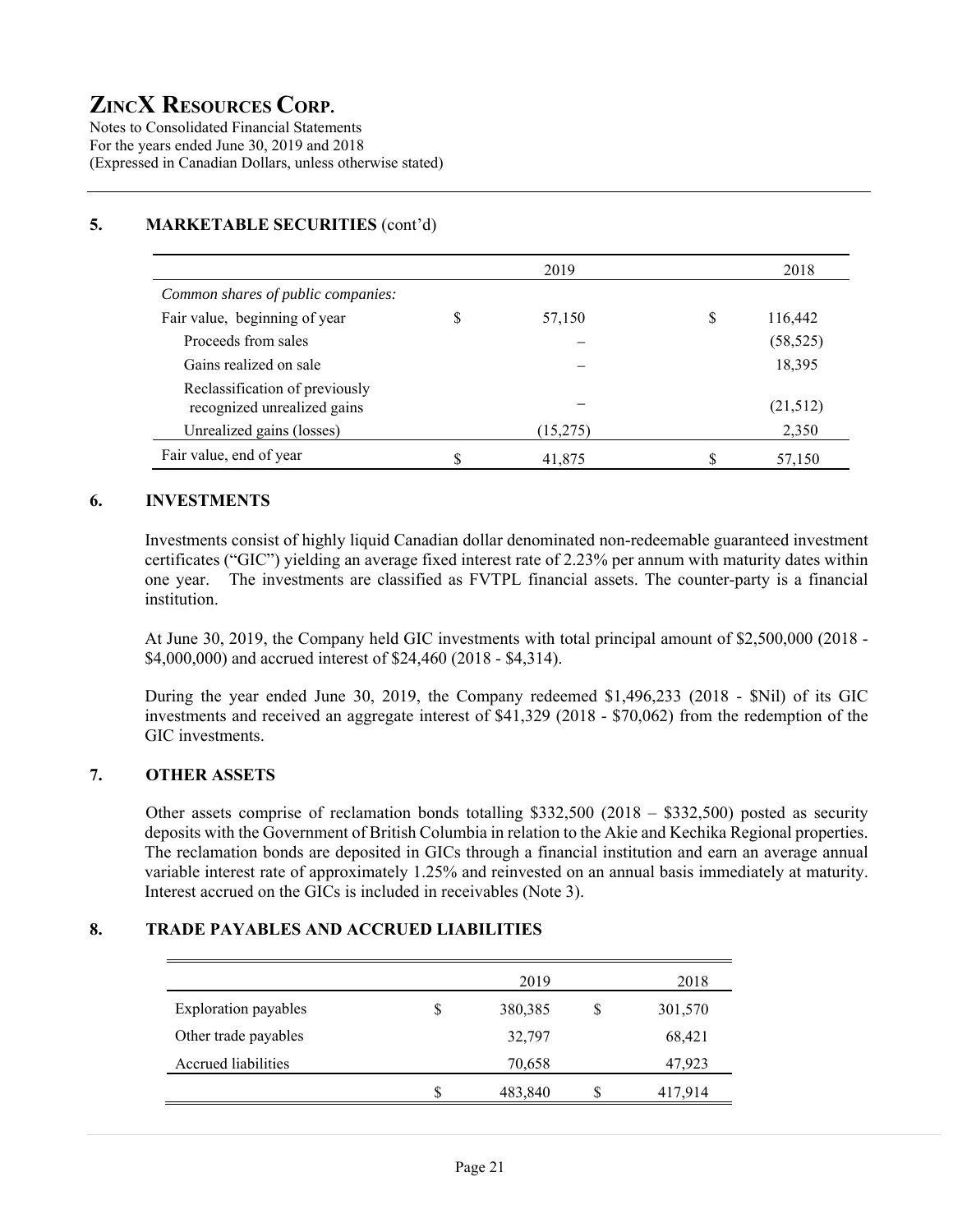# ZINCX RESOURCES CORP.

Notes to Consolidated Financial Statements
For the years ended June 30, 2019 and 2018
(Expressed in Canadian Dollars, unless otherwise stated)

## 5. MARKETABLE SECURITIES (cont'd)

| | 2019 | 2018 |
|---|---|---|
| *Common shares of public companies:* | | |
| Fair value, beginning of year | $ 57,150 | $ 116,442 |
| Proceeds from sales | – | (58,525) |
| Gains realized on sale | – | 18,395 |
| Reclassification of previously recognized unrealized gains | – | (21,512) |
| Unrealized gains (losses) | (15,275) | 2,350 |
| Fair value, end of year | $ 41,875 | $ 57,150 |

## 6. INVESTMENTS

Investments consist of highly liquid Canadian dollar denominated non-redeemable guaranteed investment certificates ("GIC") yielding an average fixed interest rate of 2.23% per annum with maturity dates within one year. The investments are classified as FVTPL financial assets. The counter-party is a financial institution.

At June 30, 2019, the Company held GIC investments with total principal amount of $2,500,000 (2018 - $4,000,000) and accrued interest of $24,460 (2018 - $4,314).

During the year ended June 30, 2019, the Company redeemed $1,496,233 (2018 - $Nil) of its GIC investments and received an aggregate interest of $41,329 (2018 - $70,062) from the redemption of the GIC investments.

## 7. OTHER ASSETS

Other assets comprise of reclamation bonds totalling $332,500 (2018 – $332,500) posted as security deposits with the Government of British Columbia in relation to the Akie and Kechika Regional properties. The reclamation bonds are deposited in GICs through a financial institution and earn an average annual variable interest rate of approximately 1.25% and reinvested on an annual basis immediately at maturity. Interest accrued on the GICs is included in receivables (Note 3).

## 8. TRADE PAYABLES AND ACCRUED LIABILITIES

| | 2019 | 2018 |
|---|---|---|
| Exploration payables | $ 380,385 | $ 301,570 |
| Other trade payables | 32,797 | 68,421 |
| Accrued liabilities | 70,658 | 47,923 |
| | $ 483,840 | $ 417,914 |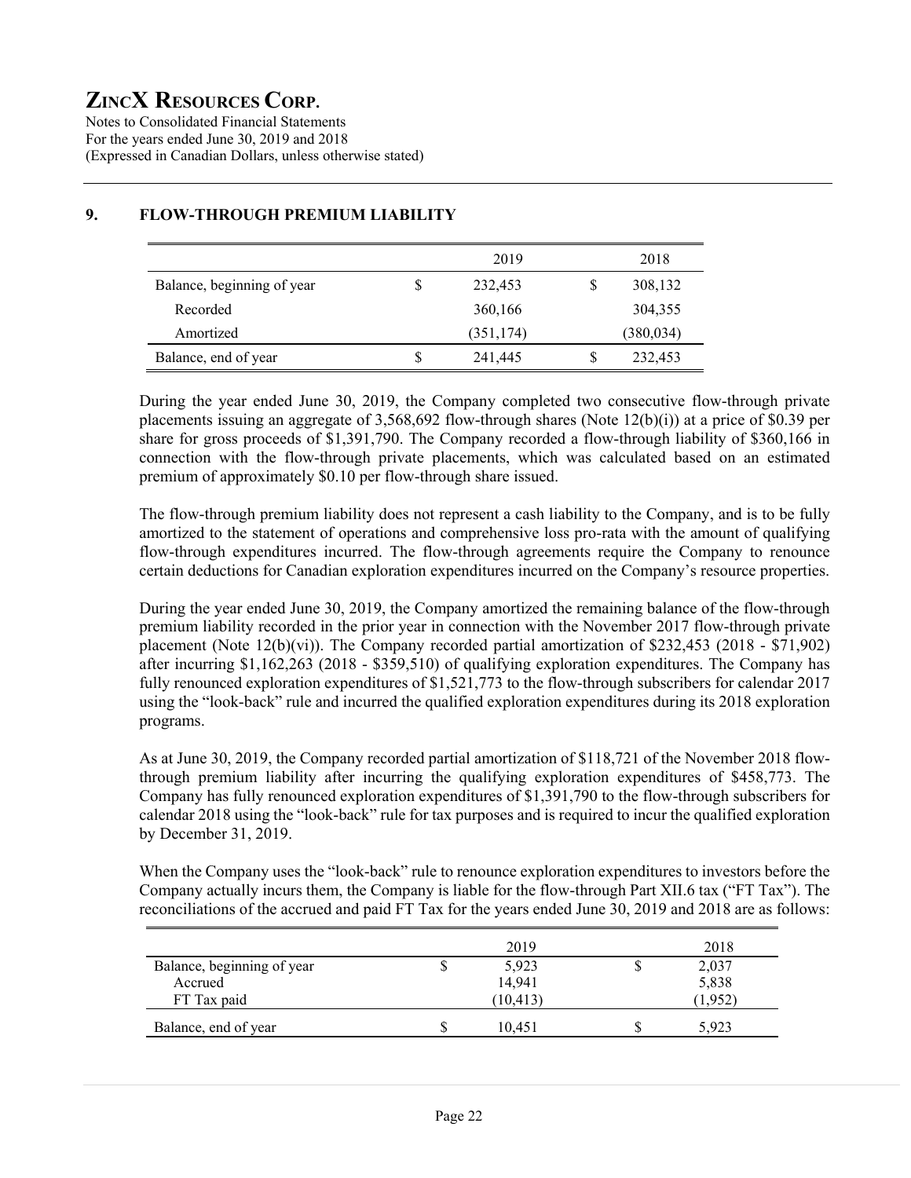## 9. FLOW-THROUGH PREMIUM LIABILITY

| | 2019 | 2018 |
|---|---|---|
| Balance, beginning of year | $ 232,453 | $ 308,132 |
| Recorded | 360,166 | 304,355 |
| Amortized | (351,174) | (380,034) |
| Balance, end of year | $ 241,445 | $ 232,453 |

During the year ended June 30, 2019, the Company completed two consecutive flow-through private placements issuing an aggregate of 3,568,692 flow-through shares (Note 12(b)(i)) at a price of $0.39 per share for gross proceeds of $1,391,790. The Company recorded a flow-through liability of $360,166 in connection with the flow-through private placements, which was calculated based on an estimated premium of approximately $0.10 per flow-through share issued.

The flow-through premium liability does not represent a cash liability to the Company, and is to be fully amortized to the statement of operations and comprehensive loss pro-rata with the amount of qualifying flow-through expenditures incurred. The flow-through agreements require the Company to renounce certain deductions for Canadian exploration expenditures incurred on the Company's resource properties.

During the year ended June 30, 2019, the Company amortized the remaining balance of the flow-through premium liability recorded in the prior year in connection with the November 2017 flow-through private placement (Note 12(b)(vi)). The Company recorded partial amortization of $232,453 (2018 - $71,902) after incurring $1,162,263 (2018 - $359,510) of qualifying exploration expenditures. The Company has fully renounced exploration expenditures of $1,521,773 to the flow-through subscribers for calendar 2017 using the "look-back" rule and incurred the qualified exploration expenditures during its 2018 exploration programs.

As at June 30, 2019, the Company recorded partial amortization of $118,721 of the November 2018 flow-through premium liability after incurring the qualifying exploration expenditures of $458,773. The Company has fully renounced exploration expenditures of $1,391,790 to the flow-through subscribers for calendar 2018 using the "look-back" rule for tax purposes and is required to incur the qualified exploration by December 31, 2019.

When the Company uses the "look-back" rule to renounce exploration expenditures to investors before the Company actually incurs them, the Company is liable for the flow-through Part XII.6 tax ("FT Tax"). The reconciliations of the accrued and paid FT Tax for the years ended June 30, 2019 and 2018 are as follows:

| | 2019 | 2018 |
|---|---|---|
| Balance, beginning of year | $ 5,923 | $ 2,037 |
| Accrued | 14,941 | 5,838 |
| FT Tax paid | (10,413) | (1,952) |
| Balance, end of year | $ 10,451 | $ 5,923 |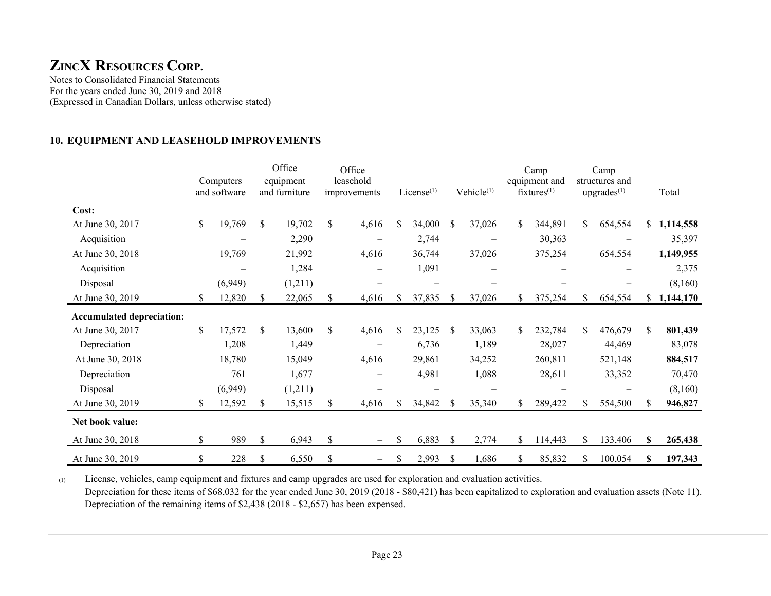# ZINCX RESOURCES CORP.

Notes to Consolidated Financial Statements
For the years ended June 30, 2019 and 2018
(Expressed in Canadian Dollars, unless otherwise stated)

## 10. EQUIPMENT AND LEASEHOLD IMPROVEMENTS

| | Computers and software | Office equipment and furniture | Office leasehold improvements | License[(1)] | Vehicle[(1)] | Camp equipment and fixtures[(1)] | Camp structures and upgrades[(1)] | Total |
|---|---|---|---|---|---|---|---|---|
| **Cost:** | | | | | | | | |
| At June 30, 2017 | $ 19,769 | $ 19,702 | $ 4,616 | $ 34,000 | $ 37,026 | $ 344,891 | $ 654,554 | $ **1,114,558** |
| Acquisition | – | 2,290 | – | 2,744 | – | 30,363 | – | 35,397 |
| At June 30, 2018 | 19,769 | 21,992 | 4,616 | 36,744 | 37,026 | 375,254 | 654,554 | **1,149,955** |
| Acquisition | – | 1,284 | – | 1,091 | – | – | – | 2,375 |
| Disposal | (6,949) | (1,211) | – | – | – | – | – | (8,160) |
| At June 30, 2019 | $ 12,820 | $ 22,065 | $ 4,616 | $ 37,835 | $ 37,026 | $ 375,254 | $ 654,554 | $ **1,144,170** |
| **Accumulated depreciation:** | | | | | | | | |
| At June 30, 2017 | $ 17,572 | $ 13,600 | $ 4,616 | $ 23,125 | $ 33,063 | $ 232,784 | $ 476,679 | $ **801,439** |
| Depreciation | 1,208 | 1,449 | – | 6,736 | 1,189 | 28,027 | 44,469 | 83,078 |
| At June 30, 2018 | 18,780 | 15,049 | 4,616 | 29,861 | 34,252 | 260,811 | 521,148 | **884,517** |
| Depreciation | 761 | 1,677 | – | 4,981 | 1,088 | 28,611 | 33,352 | 70,470 |
| Disposal | (6,949) | (1,211) | – | – | – | – | – | (8,160) |
| At June 30, 2019 | $ 12,592 | $ 15,515 | $ 4,616 | $ 34,842 | $ 35,340 | $ 289,422 | $ 554,500 | $ **946,827** |
| **Net book value:** | | | | | | | | |
| At June 30, 2018 | $ 989 | $ 6,943 | $ – | $ 6,883 | $ 2,774 | $ 114,443 | $ 133,406 | **$ 265,438** |
| At June 30, 2019 | $ 228 | $ 6,550 | $ – | $ 2,993 | $ 1,686 | $ 85,832 | $ 100,054 | **$ 197,343** |

(1) License, vehicles, camp equipment and fixtures and camp upgrades are used for exploration and evaluation activities. Depreciation for these items of $68,032 for the year ended June 30, 2019 (2018 - $80,421) has been capitalized to exploration and evaluation assets (Note 11). Depreciation of the remaining items of $2,438 (2018 - $2,657) has been expensed.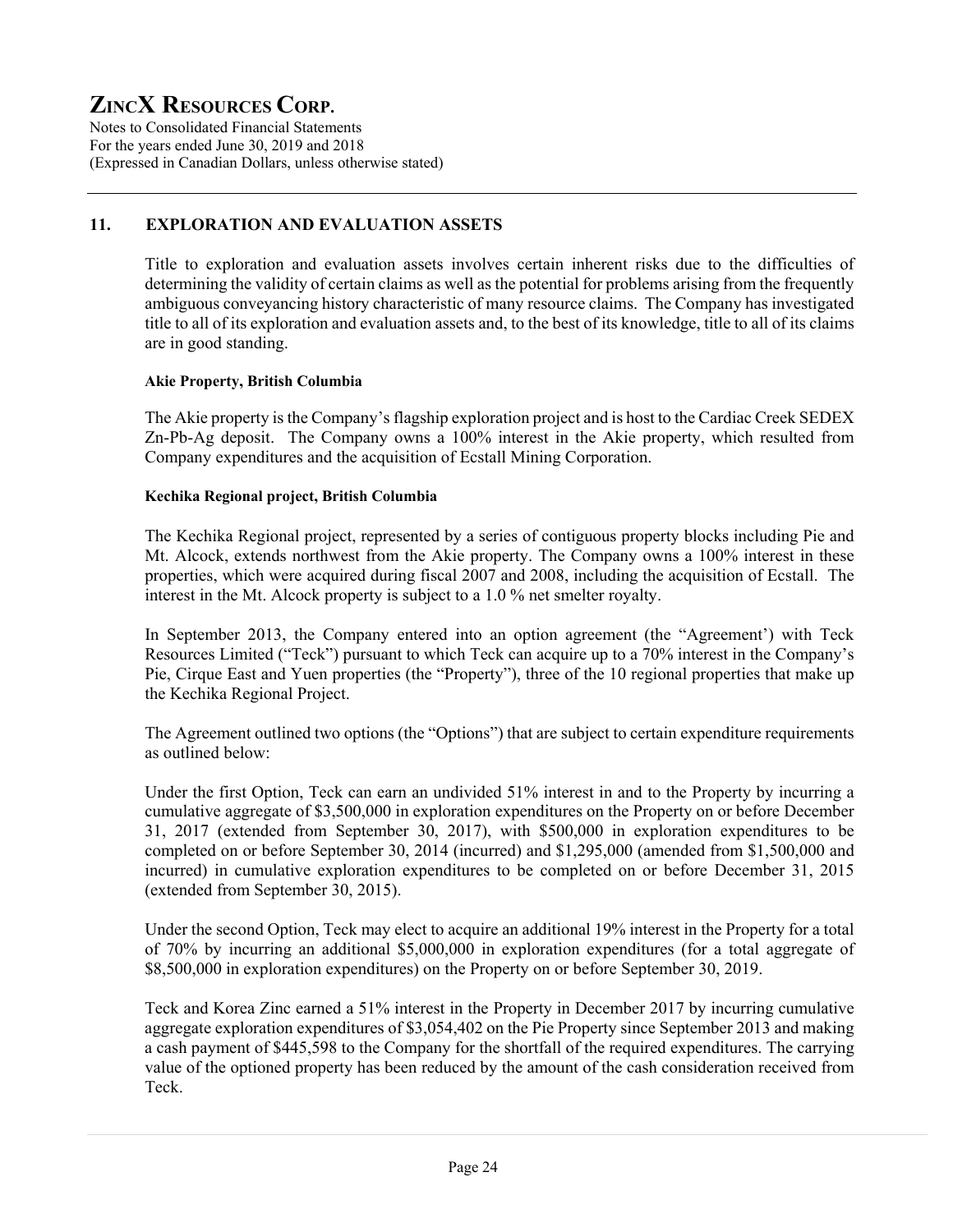## 11. EXPLORATION AND EVALUATION ASSETS

Title to exploration and evaluation assets involves certain inherent risks due to the difficulties of determining the validity of certain claims as well as the potential for problems arising from the frequently ambiguous conveyancing history characteristic of many resource claims. The Company has investigated title to all of its exploration and evaluation assets and, to the best of its knowledge, title to all of its claims are in good standing.

**Akie Property, British Columbia**

The Akie property is the Company's flagship exploration project and is host to the Cardiac Creek SEDEX Zn-Pb-Ag deposit. The Company owns a 100% interest in the Akie property, which resulted from Company expenditures and the acquisition of Ecstall Mining Corporation.

**Kechika Regional project, British Columbia**

The Kechika Regional project, represented by a series of contiguous property blocks including Pie and Mt. Alcock, extends northwest from the Akie property. The Company owns a 100% interest in these properties, which were acquired during fiscal 2007 and 2008, including the acquisition of Ecstall. The interest in the Mt. Alcock property is subject to a 1.0 % net smelter royalty.

In September 2013, the Company entered into an option agreement (the "Agreement') with Teck Resources Limited ("Teck") pursuant to which Teck can acquire up to a 70% interest in the Company's Pie, Cirque East and Yuen properties (the "Property"), three of the 10 regional properties that make up the Kechika Regional Project.

The Agreement outlined two options (the "Options") that are subject to certain expenditure requirements as outlined below:

Under the first Option, Teck can earn an undivided 51% interest in and to the Property by incurring a cumulative aggregate of $3,500,000 in exploration expenditures on the Property on or before December 31, 2017 (extended from September 30, 2017), with $500,000 in exploration expenditures to be completed on or before September 30, 2014 (incurred) and $1,295,000 (amended from $1,500,000 and incurred) in cumulative exploration expenditures to be completed on or before December 31, 2015 (extended from September 30, 2015).

Under the second Option, Teck may elect to acquire an additional 19% interest in the Property for a total of 70% by incurring an additional $5,000,000 in exploration expenditures (for a total aggregate of $8,500,000 in exploration expenditures) on the Property on or before September 30, 2019.

Teck and Korea Zinc earned a 51% interest in the Property in December 2017 by incurring cumulative aggregate exploration expenditures of $3,054,402 on the Pie Property since September 2013 and making a cash payment of $445,598 to the Company for the shortfall of the required expenditures. The carrying value of the optioned property has been reduced by the amount of the cash consideration received from Teck.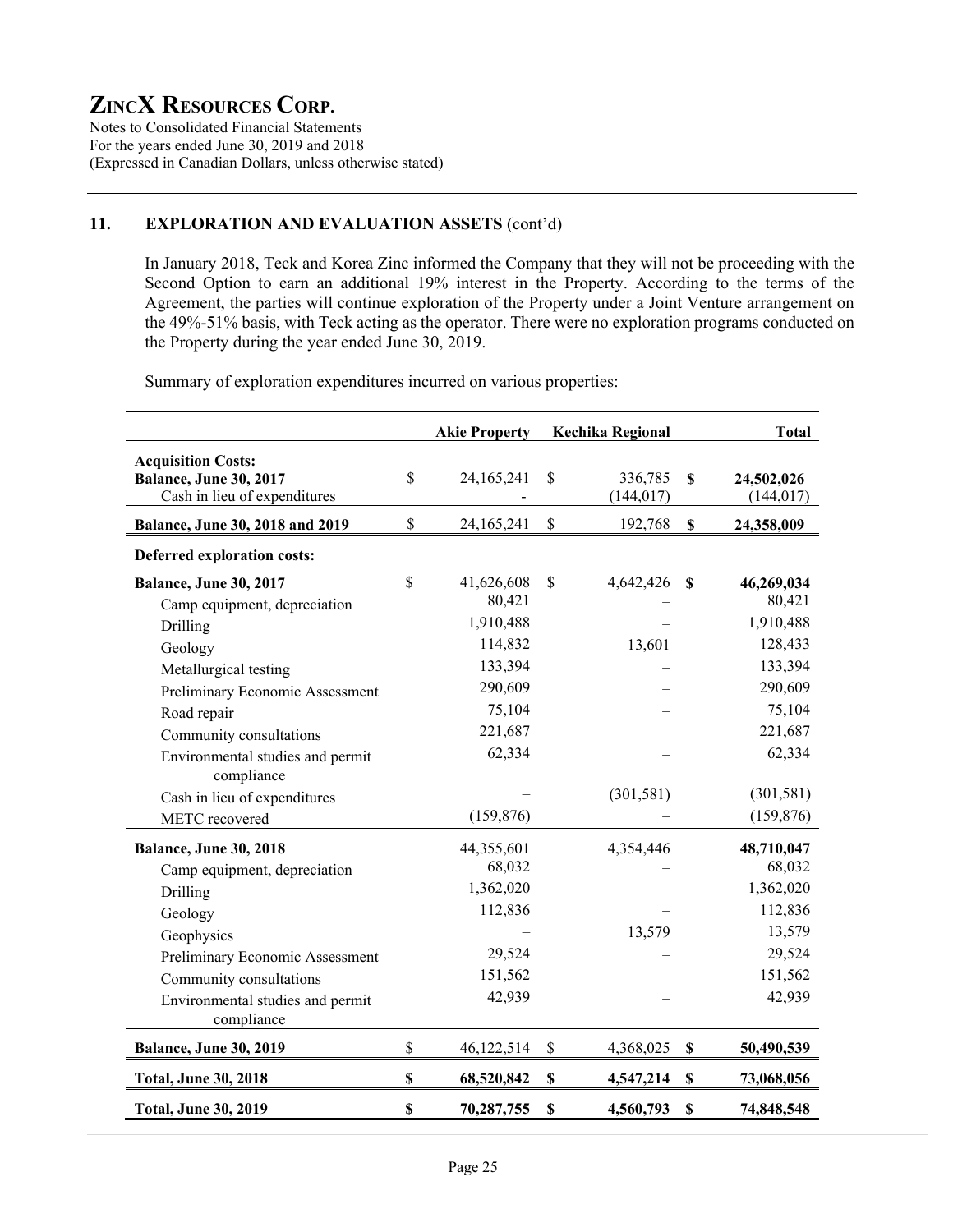## 11. EXPLORATION AND EVALUATION ASSETS (cont'd)

In January 2018, Teck and Korea Zinc informed the Company that they will not be proceeding with the Second Option to earn an additional 19% interest in the Property. According to the terms of the Agreement, the parties will continue exploration of the Property under a Joint Venture arrangement on the 49%-51% basis, with Teck acting as the operator. There were no exploration programs conducted on the Property during the year ended June 30, 2019.

Summary of exploration expenditures incurred on various properties:

| | Akie Property | Kechika Regional | Total |
|---|---|---|---|
| **Acquisition Costs:** | | | |
| **Balance, June 30, 2017** | $ 24,165,241 | $ 336,785 | **$ 24,502,026** |
| Cash in lieu of expenditures | - | (144,017) | (144,017) |
| **Balance, June 30, 2018 and 2019** | $ 24,165,241 | $ 192,768 | **$ 24,358,009** |
| **Deferred exploration costs:** | | | |
| **Balance, June 30, 2017** | $ 41,626,608 | $ 4,642,426 | **$ 46,269,034** |
| Camp equipment, depreciation | 80,421 | – | 80,421 |
| Drilling | 1,910,488 | – | 1,910,488 |
| Geology | 114,832 | 13,601 | 128,433 |
| Metallurgical testing | 133,394 | – | 133,394 |
| Preliminary Economic Assessment | 290,609 | – | 290,609 |
| Road repair | 75,104 | – | 75,104 |
| Community consultations | 221,687 | – | 221,687 |
| Environmental studies and permit compliance | 62,334 | – | 62,334 |
| Cash in lieu of expenditures | – | (301,581) | (301,581) |
| METC recovered | (159,876) | – | (159,876) |
| **Balance, June 30, 2018** | 44,355,601 | 4,354,446 | **48,710,047** |
| Camp equipment, depreciation | 68,032 | – | 68,032 |
| Drilling | 1,362,020 | – | 1,362,020 |
| Geology | 112,836 | – | 112,836 |
| Geophysics | – | 13,579 | 13,579 |
| Preliminary Economic Assessment | 29,524 | – | 29,524 |
| Community consultations | 151,562 | – | 151,562 |
| Environmental studies and permit compliance | 42,939 | – | 42,939 |
| **Balance, June 30, 2019** | $ 46,122,514 | $ 4,368,025 | **$ 50,490,539** |
| **Total, June 30, 2018** | **$ 68,520,842** | **$ 4,547,214** | **$ 73,068,056** |
| **Total, June 30, 2019** | **$ 70,287,755** | **$ 4,560,793** | **$ 74,848,548** |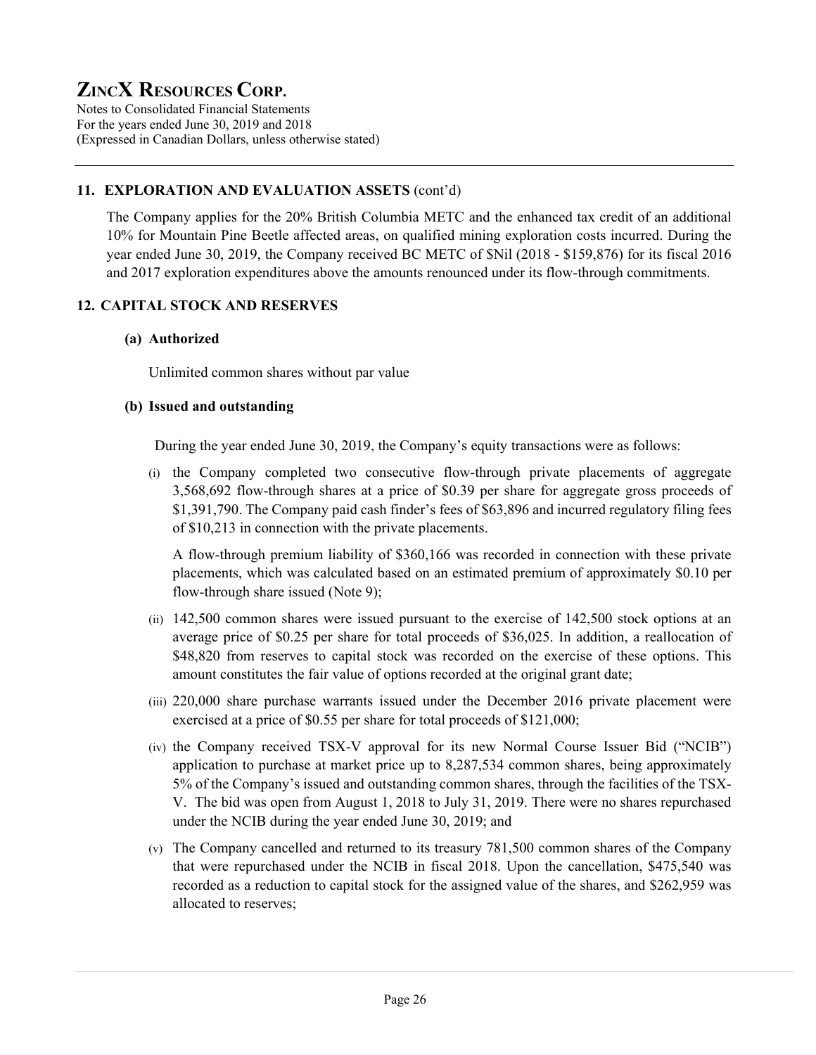## 11. EXPLORATION AND EVALUATION ASSETS (cont'd)

The Company applies for the 20% British Columbia METC and the enhanced tax credit of an additional 10% for Mountain Pine Beetle affected areas, on qualified mining exploration costs incurred. During the year ended June 30, 2019, the Company received BC METC of $Nil (2018 - $159,876) for its fiscal 2016 and 2017 exploration expenditures above the amounts renounced under its flow-through commitments.

## 12. CAPITAL STOCK AND RESERVES

### (a) Authorized

Unlimited common shares without par value

### (b) Issued and outstanding

During the year ended June 30, 2019, the Company's equity transactions were as follows:

(i) the Company completed two consecutive flow-through private placements of aggregate 3,568,692 flow-through shares at a price of $0.39 per share for aggregate gross proceeds of $1,391,790. The Company paid cash finder's fees of $63,896 and incurred regulatory filing fees of $10,213 in connection with the private placements.

A flow-through premium liability of $360,166 was recorded in connection with these private placements, which was calculated based on an estimated premium of approximately $0.10 per flow-through share issued (Note 9);

(ii) 142,500 common shares were issued pursuant to the exercise of 142,500 stock options at an average price of $0.25 per share for total proceeds of $36,025. In addition, a reallocation of $48,820 from reserves to capital stock was recorded on the exercise of these options. This amount constitutes the fair value of options recorded at the original grant date;

(iii) 220,000 share purchase warrants issued under the December 2016 private placement were exercised at a price of $0.55 per share for total proceeds of $121,000;

(iv) the Company received TSX-V approval for its new Normal Course Issuer Bid ("NCIB") application to purchase at market price up to 8,287,534 common shares, being approximately 5% of the Company's issued and outstanding common shares, through the facilities of the TSX-V. The bid was open from August 1, 2018 to July 31, 2019. There were no shares repurchased under the NCIB during the year ended June 30, 2019; and

(v) The Company cancelled and returned to its treasury 781,500 common shares of the Company that were repurchased under the NCIB in fiscal 2018. Upon the cancellation, $475,540 was recorded as a reduction to capital stock for the assigned value of the shares, and $262,959 was allocated to reserves;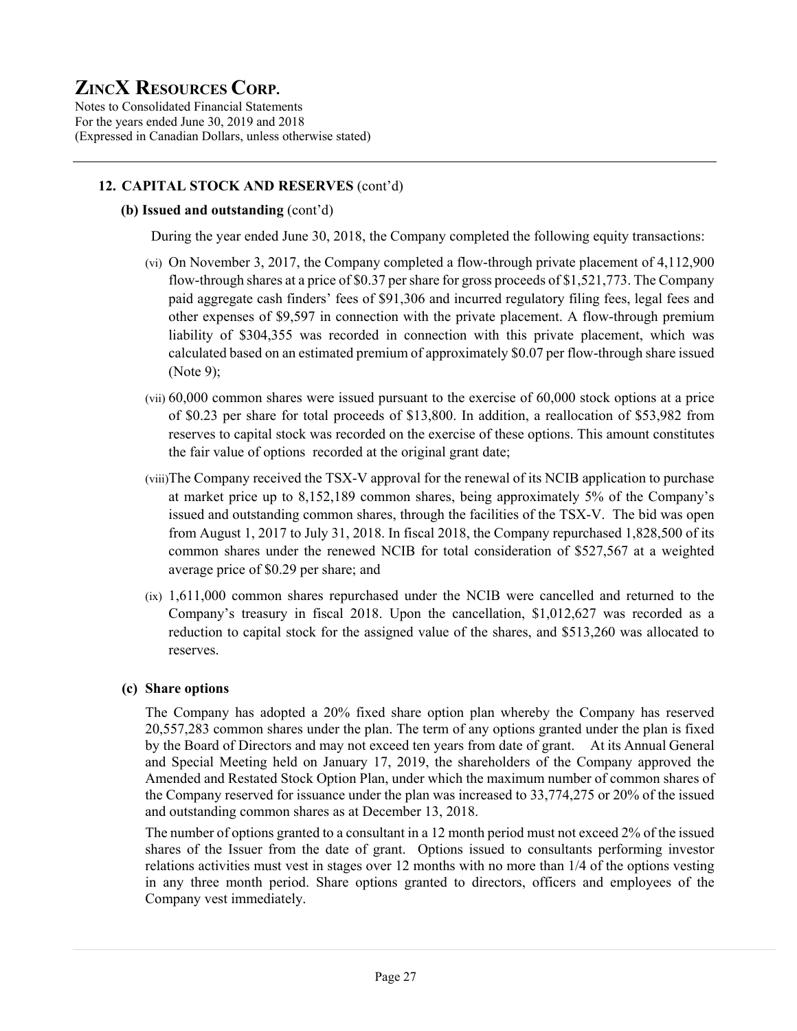## 12. CAPITAL STOCK AND RESERVES (cont'd)

### (b) Issued and outstanding (cont'd)

During the year ended June 30, 2018, the Company completed the following equity transactions:

(vi) On November 3, 2017, the Company completed a flow-through private placement of 4,112,900 flow-through shares at a price of $0.37 per share for gross proceeds of $1,521,773. The Company paid aggregate cash finders' fees of $91,306 and incurred regulatory filing fees, legal fees and other expenses of $9,597 in connection with the private placement. A flow-through premium liability of $304,355 was recorded in connection with this private placement, which was calculated based on an estimated premium of approximately $0.07 per flow-through share issued (Note 9);

(vii) 60,000 common shares were issued pursuant to the exercise of 60,000 stock options at a price of $0.23 per share for total proceeds of $13,800. In addition, a reallocation of $53,982 from reserves to capital stock was recorded on the exercise of these options. This amount constitutes the fair value of options recorded at the original grant date;

(viii) The Company received the TSX-V approval for the renewal of its NCIB application to purchase at market price up to 8,152,189 common shares, being approximately 5% of the Company's issued and outstanding common shares, through the facilities of the TSX-V. The bid was open from August 1, 2017 to July 31, 2018. In fiscal 2018, the Company repurchased 1,828,500 of its common shares under the renewed NCIB for total consideration of $527,567 at a weighted average price of $0.29 per share; and

(ix) 1,611,000 common shares repurchased under the NCIB were cancelled and returned to the Company's treasury in fiscal 2018. Upon the cancellation, $1,012,627 was recorded as a reduction to capital stock for the assigned value of the shares, and $513,260 was allocated to reserves.

### (c) Share options

The Company has adopted a 20% fixed share option plan whereby the Company has reserved 20,557,283 common shares under the plan. The term of any options granted under the plan is fixed by the Board of Directors and may not exceed ten years from date of grant. At its Annual General and Special Meeting held on January 17, 2019, the shareholders of the Company approved the Amended and Restated Stock Option Plan, under which the maximum number of common shares of the Company reserved for issuance under the plan was increased to 33,774,275 or 20% of the issued and outstanding common shares as at December 13, 2018.

The number of options granted to a consultant in a 12 month period must not exceed 2% of the issued shares of the Issuer from the date of grant. Options issued to consultants performing investor relations activities must vest in stages over 12 months with no more than 1/4 of the options vesting in any three month period. Share options granted to directors, officers and employees of the Company vest immediately.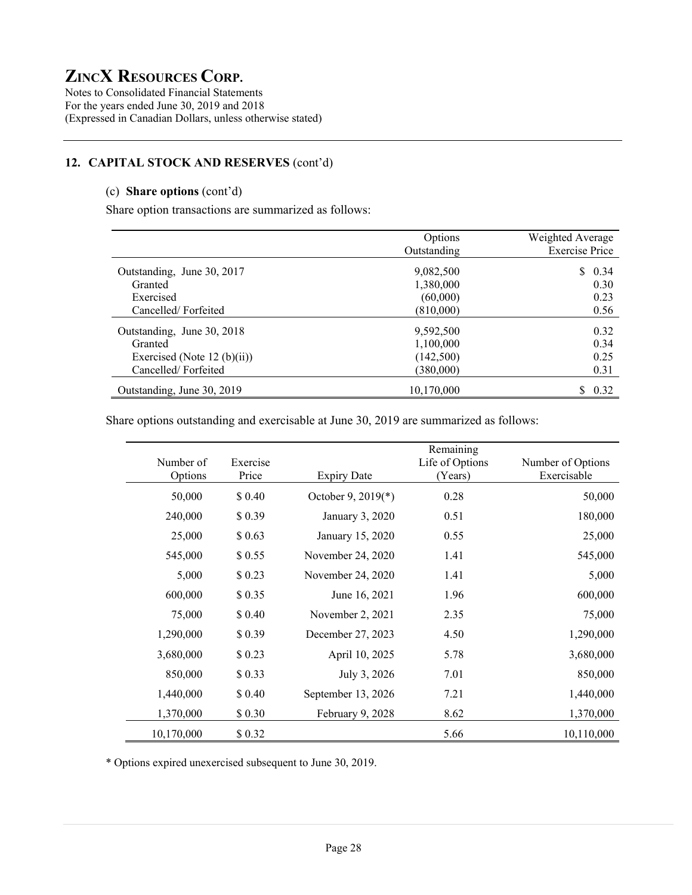## 12. CAPITAL STOCK AND RESERVES (cont'd)

### (c) Share options (cont'd)

Share option transactions are summarized as follows:

| | Options Outstanding | Weighted Average Exercise Price |
|---|---|---|
| Outstanding, June 30, 2017 | 9,082,500 | $ 0.34 |
| Granted | 1,380,000 | 0.30 |
| Exercised | (60,000) | 0.23 |
| Cancelled/ Forfeited | (810,000) | 0.56 |
| Outstanding, June 30, 2018 | 9,592,500 | 0.32 |
| Granted | 1,100,000 | 0.34 |
| Exercised (Note 12 (b)(ii)) | (142,500) | 0.25 |
| Cancelled/ Forfeited | (380,000) | 0.31 |
| Outstanding, June 30, 2019 | 10,170,000 | $ 0.32 |

Share options outstanding and exercisable at June 30, 2019 are summarized as follows:

| Number of Options | Exercise Price | Expiry Date | Remaining Life of Options (Years) | Number of Options Exercisable |
|---|---|---|---|---|
| 50,000 | $ 0.40 | October 9, 2019(*) | 0.28 | 50,000 |
| 240,000 | $ 0.39 | January 3, 2020 | 0.51 | 180,000 |
| 25,000 | $ 0.63 | January 15, 2020 | 0.55 | 25,000 |
| 545,000 | $ 0.55 | November 24, 2020 | 1.41 | 545,000 |
| 5,000 | $ 0.23 | November 24, 2020 | 1.41 | 5,000 |
| 600,000 | $ 0.35 | June 16, 2021 | 1.96 | 600,000 |
| 75,000 | $ 0.40 | November 2, 2021 | 2.35 | 75,000 |
| 1,290,000 | $ 0.39 | December 27, 2023 | 4.50 | 1,290,000 |
| 3,680,000 | $ 0.23 | April 10, 2025 | 5.78 | 3,680,000 |
| 850,000 | $ 0.33 | July 3, 2026 | 7.01 | 850,000 |
| 1,440,000 | $ 0.40 | September 13, 2026 | 7.21 | 1,440,000 |
| 1,370,000 | $ 0.30 | February 9, 2028 | 8.62 | 1,370,000 |
| 10,170,000 | $ 0.32 | | 5.66 | 10,110,000 |

\* Options expired unexercised subsequent to June 30, 2019.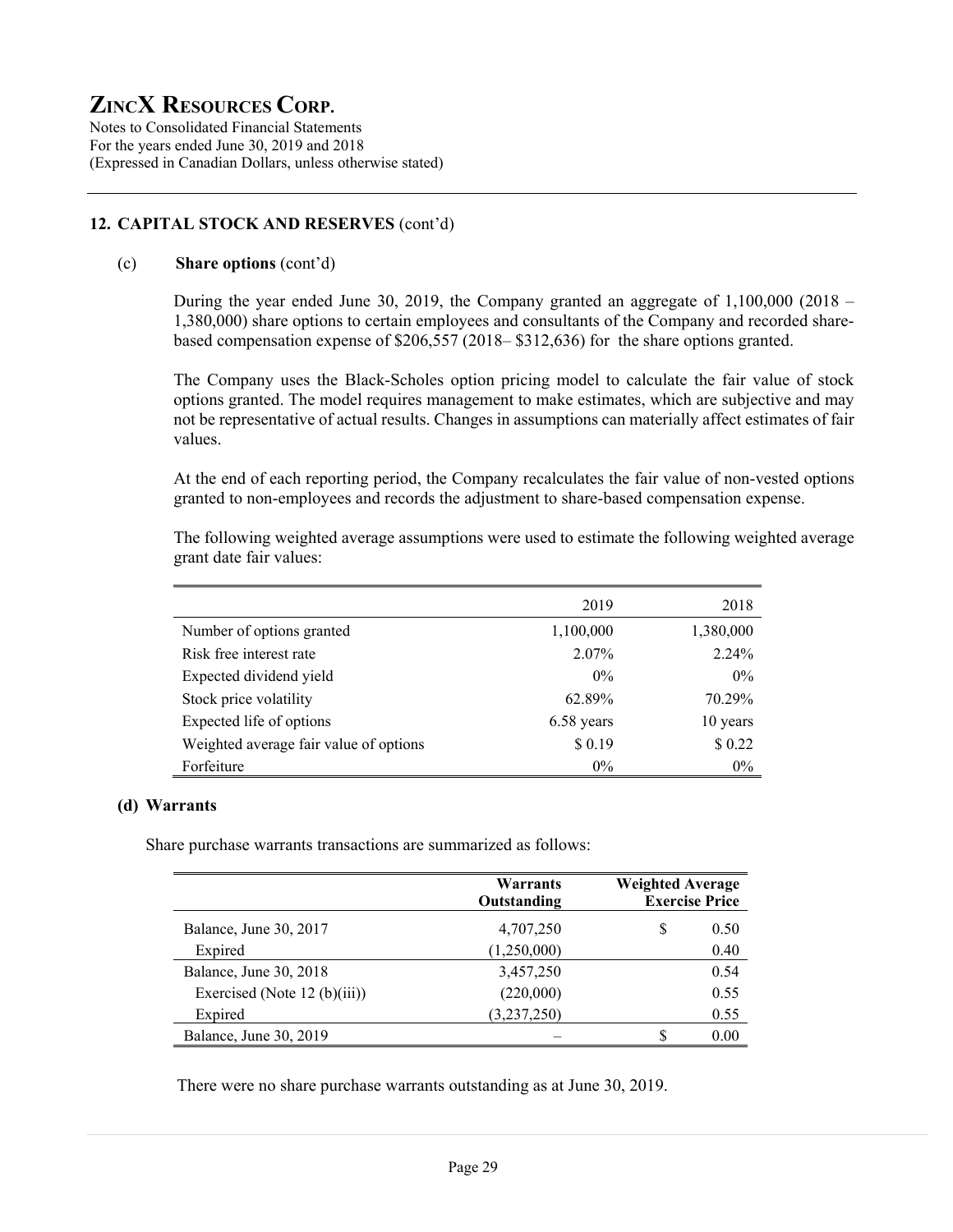# ZINCX RESOURCES CORP.

Notes to Consolidated Financial Statements
For the years ended June 30, 2019 and 2018
(Expressed in Canadian Dollars, unless otherwise stated)

## 12. CAPITAL STOCK AND RESERVES (cont'd)

### (c) Share options (cont'd)

During the year ended June 30, 2019, the Company granted an aggregate of 1,100,000 (2018 – 1,380,000) share options to certain employees and consultants of the Company and recorded share-based compensation expense of $206,557 (2018– $312,636) for the share options granted.

The Company uses the Black-Scholes option pricing model to calculate the fair value of stock options granted. The model requires management to make estimates, which are subjective and may not be representative of actual results. Changes in assumptions can materially affect estimates of fair values.

At the end of each reporting period, the Company recalculates the fair value of non-vested options granted to non-employees and records the adjustment to share-based compensation expense.

The following weighted average assumptions were used to estimate the following weighted average grant date fair values:

| | 2019 | 2018 |
|---|---|---|
| Number of options granted | 1,100,000 | 1,380,000 |
| Risk free interest rate | 2.07% | 2.24% |
| Expected dividend yield | 0% | 0% |
| Stock price volatility | 62.89% | 70.29% |
| Expected life of options | 6.58 years | 10 years |
| Weighted average fair value of options | $ 0.19 | $ 0.22 |
| Forfeiture | 0% | 0% |

### (d) Warrants

Share purchase warrants transactions are summarized as follows:

| | Warrants Outstanding | Weighted Average Exercise Price |
|---|---|---|
| Balance, June 30, 2017 | 4,707,250 | $ 0.50 |
| Expired | (1,250,000) | 0.40 |
| Balance, June 30, 2018 | 3,457,250 | 0.54 |
| Exercised (Note 12 (b)(iii)) | (220,000) | 0.55 |
| Expired | (3,237,250) | 0.55 |
| Balance, June 30, 2019 | – | $ 0.00 |

There were no share purchase warrants outstanding as at June 30, 2019.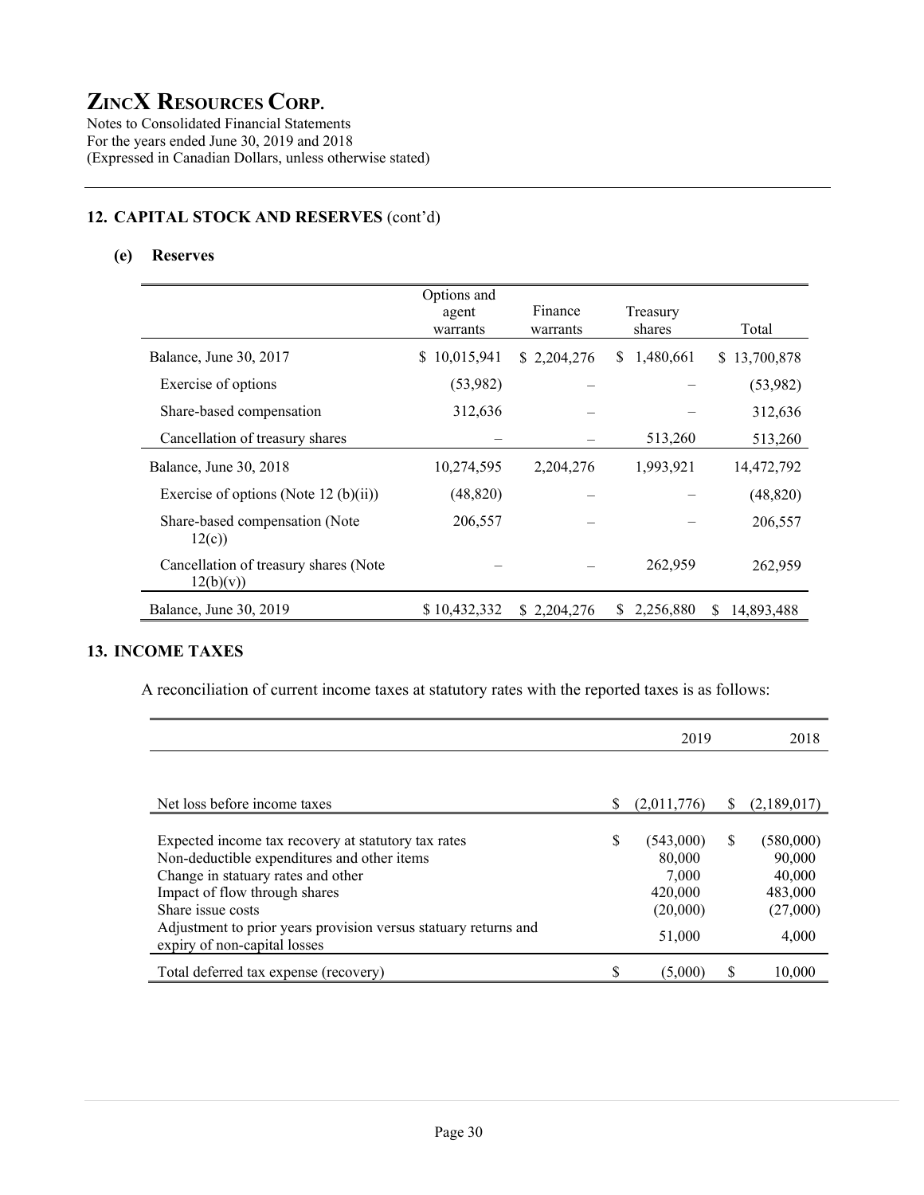# ZINCX RESOURCES CORP.

Notes to Consolidated Financial Statements
For the years ended June 30, 2019 and 2018
(Expressed in Canadian Dollars, unless otherwise stated)

## 12. CAPITAL STOCK AND RESERVES (cont'd)

### (e) Reserves

| | Options and agent warrants | Finance warrants | Treasury shares | Total |
|---|---|---|---|---|
| Balance, June 30, 2017 | $ 10,015,941 | $ 2,204,276 | $ 1,480,661 | $ 13,700,878 |
| Exercise of options | (53,982) | – | – | (53,982) |
| Share-based compensation | 312,636 | – | – | 312,636 |
| Cancellation of treasury shares | – | – | 513,260 | 513,260 |
| Balance, June 30, 2018 | 10,274,595 | 2,204,276 | 1,993,921 | 14,472,792 |
| Exercise of options (Note 12 (b)(ii)) | (48,820) | – | – | (48,820) |
| Share-based compensation (Note 12(c)) | 206,557 | – | – | 206,557 |
| Cancellation of treasury shares (Note 12(b)(v)) | – | – | 262,959 | 262,959 |
| Balance, June 30, 2019 | $ 10,432,332 | $ 2,204,276 | $ 2,256,880 | $ 14,893,488 |

## 13. INCOME TAXES

A reconciliation of current income taxes at statutory rates with the reported taxes is as follows:

| | 2019 | 2018 |
|---|---|---|
| Net loss before income taxes | $ (2,011,776) | $ (2,189,017) |
| Expected income tax recovery at statutory tax rates | $ (543,000) | $ (580,000) |
| Non-deductible expenditures and other items | 80,000 | 90,000 |
| Change in statuary rates and other | 7,000 | 40,000 |
| Impact of flow through shares | 420,000 | 483,000 |
| Share issue costs | (20,000) | (27,000) |
| Adjustment to prior years provision versus statuary returns and expiry of non-capital losses | 51,000 | 4,000 |
| Total deferred tax expense (recovery) | $ (5,000) | $ 10,000 |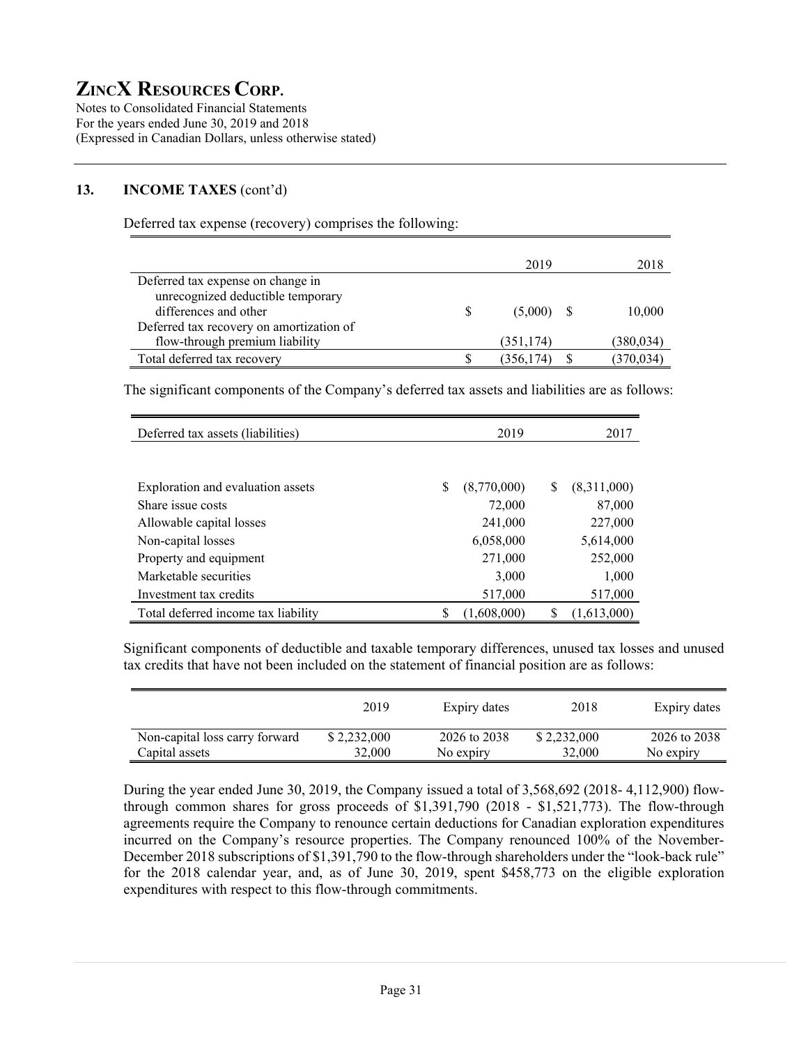## 13. INCOME TAXES (cont'd)

Deferred tax expense (recovery) comprises the following:

| | 2019 | 2018 |
|---|---|---|
| Deferred tax expense on change in unrecognized deductible temporary differences and other | $ (5,000) | $ 10,000 |
| Deferred tax recovery on amortization of flow-through premium liability | (351,174) | (380,034) |
| Total deferred tax recovery | $ (356,174) | $ (370,034) |

The significant components of the Company's deferred tax assets and liabilities are as follows:

| Deferred tax assets (liabilities) | 2019 | 2017 |
|---|---|---|
| Exploration and evaluation assets | $ (8,770,000) | $ (8,311,000) |
| Share issue costs | 72,000 | 87,000 |
| Allowable capital losses | 241,000 | 227,000 |
| Non-capital losses | 6,058,000 | 5,614,000 |
| Property and equipment | 271,000 | 252,000 |
| Marketable securities | 3,000 | 1,000 |
| Investment tax credits | 517,000 | 517,000 |
| Total deferred income tax liability | $ (1,608,000) | $ (1,613,000) |

Significant components of deductible and taxable temporary differences, unused tax losses and unused tax credits that have not been included on the statement of financial position are as follows:

| | 2019 | Expiry dates | 2018 | Expiry dates |
|---|---|---|---|---|
| Non-capital loss carry forward | $ 2,232,000 | 2026 to 2038 | $ 2,232,000 | 2026 to 2038 |
| Capital assets | 32,000 | No expiry | 32,000 | No expiry |

During the year ended June 30, 2019, the Company issued a total of 3,568,692 (2018- 4,112,900) flow-through common shares for gross proceeds of $1,391,790 (2018 - $1,521,773). The flow-through agreements require the Company to renounce certain deductions for Canadian exploration expenditures incurred on the Company's resource properties. The Company renounced 100% of the November-December 2018 subscriptions of $1,391,790 to the flow-through shareholders under the "look-back rule" for the 2018 calendar year, and, as of June 30, 2019, spent $458,773 on the eligible exploration expenditures with respect to this flow-through commitments.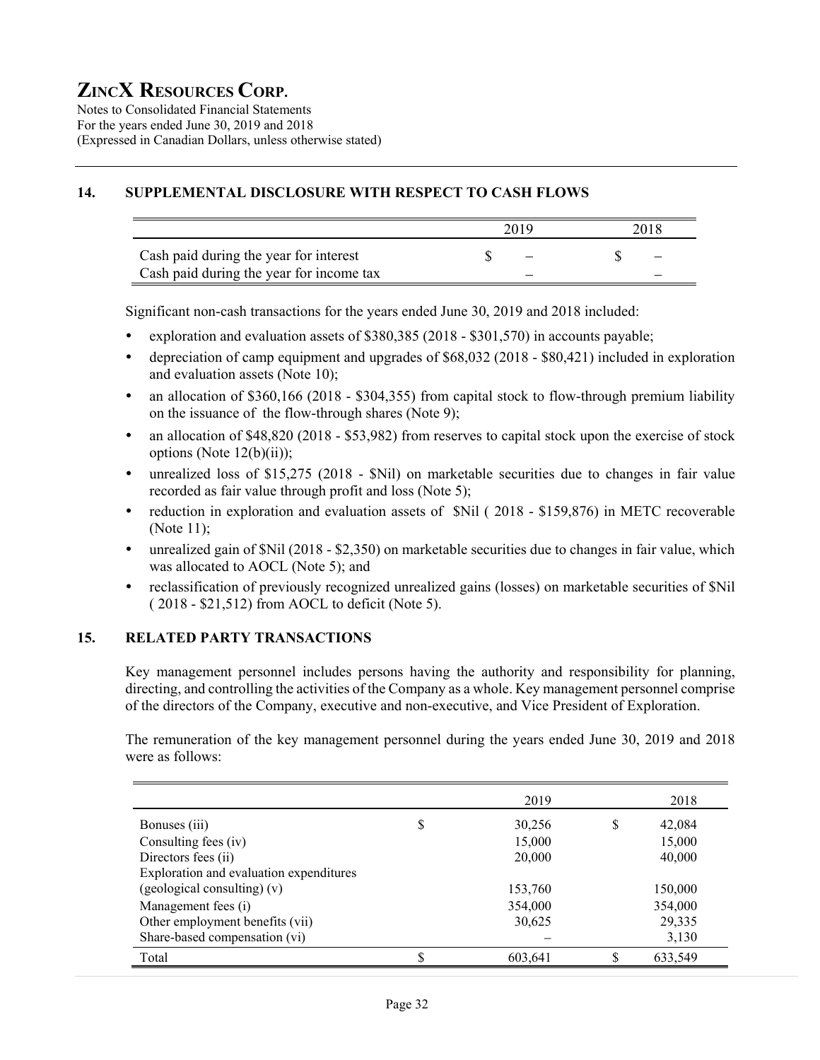# ZINCX RESOURCES CORP.

Notes to Consolidated Financial Statements
For the years ended June 30, 2019 and 2018
(Expressed in Canadian Dollars, unless otherwise stated)

## 14. SUPPLEMENTAL DISCLOSURE WITH RESPECT TO CASH FLOWS

| | 2019 | 2018 |
|---|---|---|
| Cash paid during the year for interest | $ – | $ – |
| Cash paid during the year for income tax | – | – |

Significant non-cash transactions for the years ended June 30, 2019 and 2018 included:

- exploration and evaluation assets of $380,385 (2018 - $301,570) in accounts payable;
- depreciation of camp equipment and upgrades of $68,032 (2018 - $80,421) included in exploration and evaluation assets (Note 10);
- an allocation of $360,166 (2018 - $304,355) from capital stock to flow-through premium liability on the issuance of the flow-through shares (Note 9);
- an allocation of $48,820 (2018 - $53,982) from reserves to capital stock upon the exercise of stock options (Note 12(b)(ii));
- unrealized loss of $15,275 (2018 - $Nil) on marketable securities due to changes in fair value recorded as fair value through profit and loss (Note 5);
- reduction in exploration and evaluation assets of $Nil ( 2018 - $159,876) in METC recoverable (Note 11);
- unrealized gain of $Nil (2018 - $2,350) on marketable securities due to changes in fair value, which was allocated to AOCL (Note 5); and
- reclassification of previously recognized unrealized gains (losses) on marketable securities of $Nil ( 2018 - $21,512) from AOCL to deficit (Note 5).

## 15. RELATED PARTY TRANSACTIONS

Key management personnel includes persons having the authority and responsibility for planning, directing, and controlling the activities of the Company as a whole. Key management personnel comprise of the directors of the Company, executive and non-executive, and Vice President of Exploration.

The remuneration of the key management personnel during the years ended June 30, 2019 and 2018 were as follows:

| | 2019 | 2018 |
|---|---|---|
| Bonuses (iii) | $ 30,256 | $ 42,084 |
| Consulting fees (iv) | 15,000 | 15,000 |
| Directors fees (ii) | 20,000 | 40,000 |
| Exploration and evaluation expenditures (geological consulting) (v) | 153,760 | 150,000 |
| Management fees (i) | 354,000 | 354,000 |
| Other employment benefits (vii) | 30,625 | 29,335 |
| Share-based compensation (vi) | – | 3,130 |
| Total | $ 603,641 | $ 633,549 |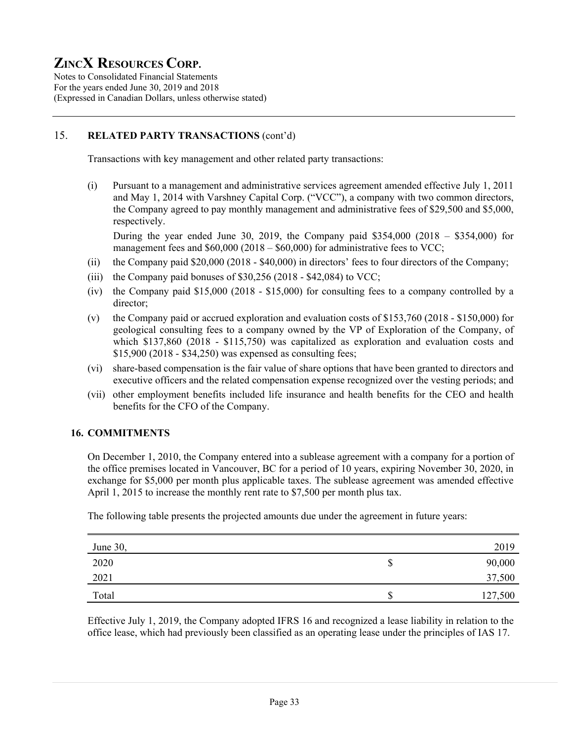## 15. RELATED PARTY TRANSACTIONS (cont'd)

Transactions with key management and other related party transactions:

(i) Pursuant to a management and administrative services agreement amended effective July 1, 2011 and May 1, 2014 with Varshney Capital Corp. ("VCC"), a company with two common directors, the Company agreed to pay monthly management and administrative fees of $29,500 and $5,000, respectively.

During the year ended June 30, 2019, the Company paid $354,000 (2018 – $354,000) for management fees and $60,000 (2018 – $60,000) for administrative fees to VCC;

(ii) the Company paid $20,000 (2018 - $40,000) in directors' fees to four directors of the Company;

(iii) the Company paid bonuses of $30,256 (2018 - $42,084) to VCC;

(iv) the Company paid $15,000 (2018 - $15,000) for consulting fees to a company controlled by a director;

(v) the Company paid or accrued exploration and evaluation costs of $153,760 (2018 - $150,000) for geological consulting fees to a company owned by the VP of Exploration of the Company, of which $137,860 (2018 - $115,750) was capitalized as exploration and evaluation costs and $15,900 (2018 - $34,250) was expensed as consulting fees;

(vi) share-based compensation is the fair value of share options that have been granted to directors and executive officers and the related compensation expense recognized over the vesting periods; and

(vii) other employment benefits included life insurance and health benefits for the CEO and health benefits for the CFO of the Company.

## 16. COMMITMENTS

On December 1, 2010, the Company entered into a sublease agreement with a company for a portion of the office premises located in Vancouver, BC for a period of 10 years, expiring November 30, 2020, in exchange for $5,000 per month plus applicable taxes. The sublease agreement was amended effective April 1, 2015 to increase the monthly rent rate to $7,500 per month plus tax.

The following table presents the projected amounts due under the agreement in future years:

| June 30, | | 2019 |
|---|---|---|
| 2020 | $ | 90,000 |
| 2021 | | 37,500 |
| Total | $ | 127,500 |

Effective July 1, 2019, the Company adopted IFRS 16 and recognized a lease liability in relation to the office lease, which had previously been classified as an operating lease under the principles of IAS 17.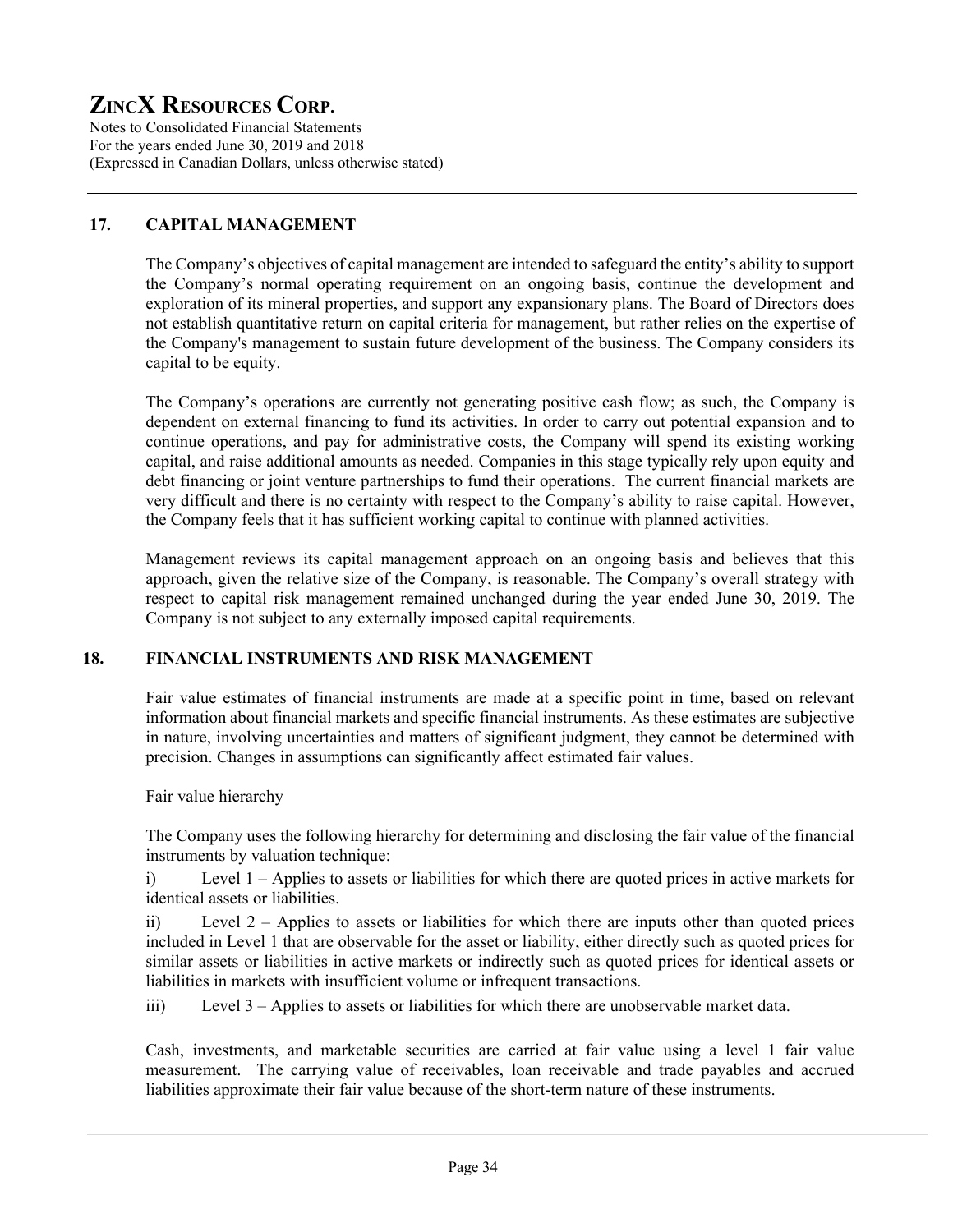## 17. CAPITAL MANAGEMENT

The Company's objectives of capital management are intended to safeguard the entity's ability to support the Company's normal operating requirement on an ongoing basis, continue the development and exploration of its mineral properties, and support any expansionary plans. The Board of Directors does not establish quantitative return on capital criteria for management, but rather relies on the expertise of the Company's management to sustain future development of the business. The Company considers its capital to be equity.

The Company's operations are currently not generating positive cash flow; as such, the Company is dependent on external financing to fund its activities. In order to carry out potential expansion and to continue operations, and pay for administrative costs, the Company will spend its existing working capital, and raise additional amounts as needed. Companies in this stage typically rely upon equity and debt financing or joint venture partnerships to fund their operations. The current financial markets are very difficult and there is no certainty with respect to the Company's ability to raise capital. However, the Company feels that it has sufficient working capital to continue with planned activities.

Management reviews its capital management approach on an ongoing basis and believes that this approach, given the relative size of the Company, is reasonable. The Company's overall strategy with respect to capital risk management remained unchanged during the year ended June 30, 2019. The Company is not subject to any externally imposed capital requirements.

## 18. FINANCIAL INSTRUMENTS AND RISK MANAGEMENT

Fair value estimates of financial instruments are made at a specific point in time, based on relevant information about financial markets and specific financial instruments. As these estimates are subjective in nature, involving uncertainties and matters of significant judgment, they cannot be determined with precision. Changes in assumptions can significantly affect estimated fair values.

Fair value hierarchy

The Company uses the following hierarchy for determining and disclosing the fair value of the financial instruments by valuation technique:

i) Level 1 – Applies to assets or liabilities for which there are quoted prices in active markets for identical assets or liabilities.

ii) Level 2 – Applies to assets or liabilities for which there are inputs other than quoted prices included in Level 1 that are observable for the asset or liability, either directly such as quoted prices for similar assets or liabilities in active markets or indirectly such as quoted prices for identical assets or liabilities in markets with insufficient volume or infrequent transactions.

iii) Level 3 – Applies to assets or liabilities for which there are unobservable market data.

Cash, investments, and marketable securities are carried at fair value using a level 1 fair value measurement. The carrying value of receivables, loan receivable and trade payables and accrued liabilities approximate their fair value because of the short-term nature of these instruments.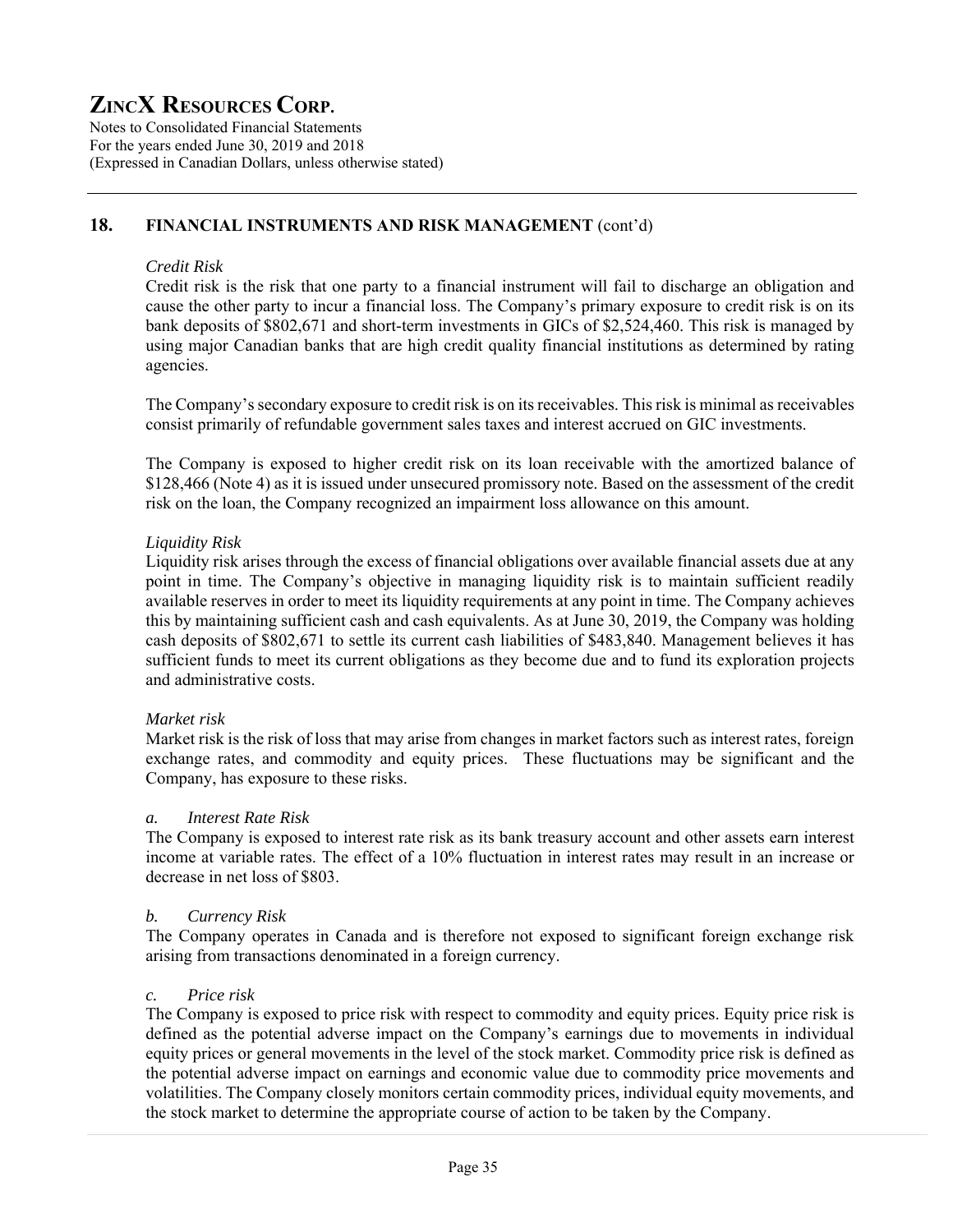## 18. FINANCIAL INSTRUMENTS AND RISK MANAGEMENT (cont'd)

*Credit Risk*

Credit risk is the risk that one party to a financial instrument will fail to discharge an obligation and cause the other party to incur a financial loss. The Company's primary exposure to credit risk is on its bank deposits of $802,671 and short-term investments in GICs of $2,524,460. This risk is managed by using major Canadian banks that are high credit quality financial institutions as determined by rating agencies.

The Company's secondary exposure to credit risk is on its receivables. This risk is minimal as receivables consist primarily of refundable government sales taxes and interest accrued on GIC investments.

The Company is exposed to higher credit risk on its loan receivable with the amortized balance of $128,466 (Note 4) as it is issued under unsecured promissory note. Based on the assessment of the credit risk on the loan, the Company recognized an impairment loss allowance on this amount.

*Liquidity Risk*

Liquidity risk arises through the excess of financial obligations over available financial assets due at any point in time. The Company's objective in managing liquidity risk is to maintain sufficient readily available reserves in order to meet its liquidity requirements at any point in time. The Company achieves this by maintaining sufficient cash and cash equivalents. As at June 30, 2019, the Company was holding cash deposits of $802,671 to settle its current cash liabilities of $483,840. Management believes it has sufficient funds to meet its current obligations as they become due and to fund its exploration projects and administrative costs.

*Market risk*

Market risk is the risk of loss that may arise from changes in market factors such as interest rates, foreign exchange rates, and commodity and equity prices. These fluctuations may be significant and the Company, has exposure to these risks.

*a. Interest Rate Risk*

The Company is exposed to interest rate risk as its bank treasury account and other assets earn interest income at variable rates. The effect of a 10% fluctuation in interest rates may result in an increase or decrease in net loss of $803.

*b. Currency Risk*

The Company operates in Canada and is therefore not exposed to significant foreign exchange risk arising from transactions denominated in a foreign currency.

*c. Price risk*

The Company is exposed to price risk with respect to commodity and equity prices. Equity price risk is defined as the potential adverse impact on the Company's earnings due to movements in individual equity prices or general movements in the level of the stock market. Commodity price risk is defined as the potential adverse impact on earnings and economic value due to commodity price movements and volatilities. The Company closely monitors certain commodity prices, individual equity movements, and the stock market to determine the appropriate course of action to be taken by the Company.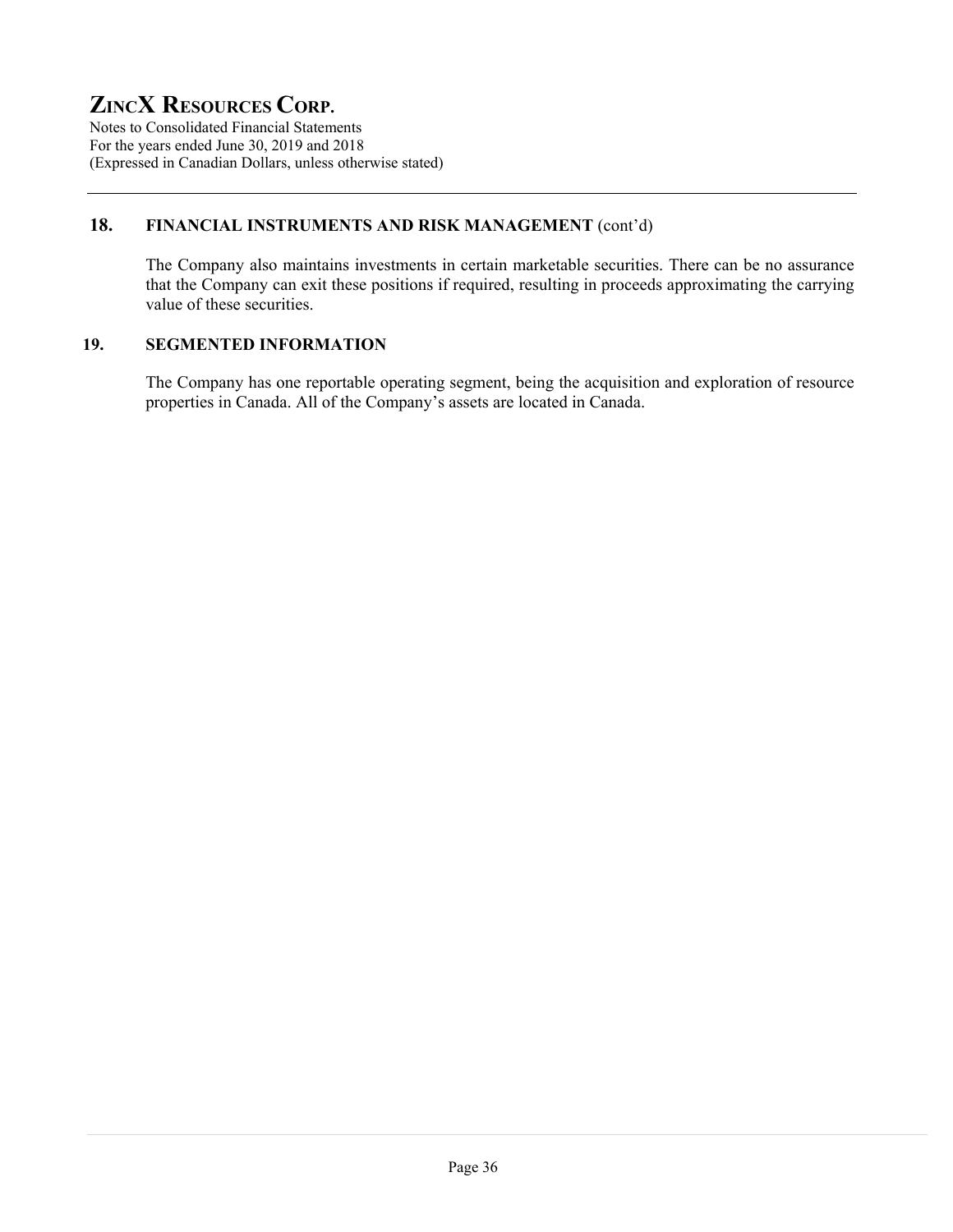## 18. FINANCIAL INSTRUMENTS AND RISK MANAGEMENT (cont'd)

The Company also maintains investments in certain marketable securities. There can be no assurance that the Company can exit these positions if required, resulting in proceeds approximating the carrying value of these securities.

## 19. SEGMENTED INFORMATION

The Company has one reportable operating segment, being the acquisition and exploration of resource properties in Canada. All of the Company's assets are located in Canada.